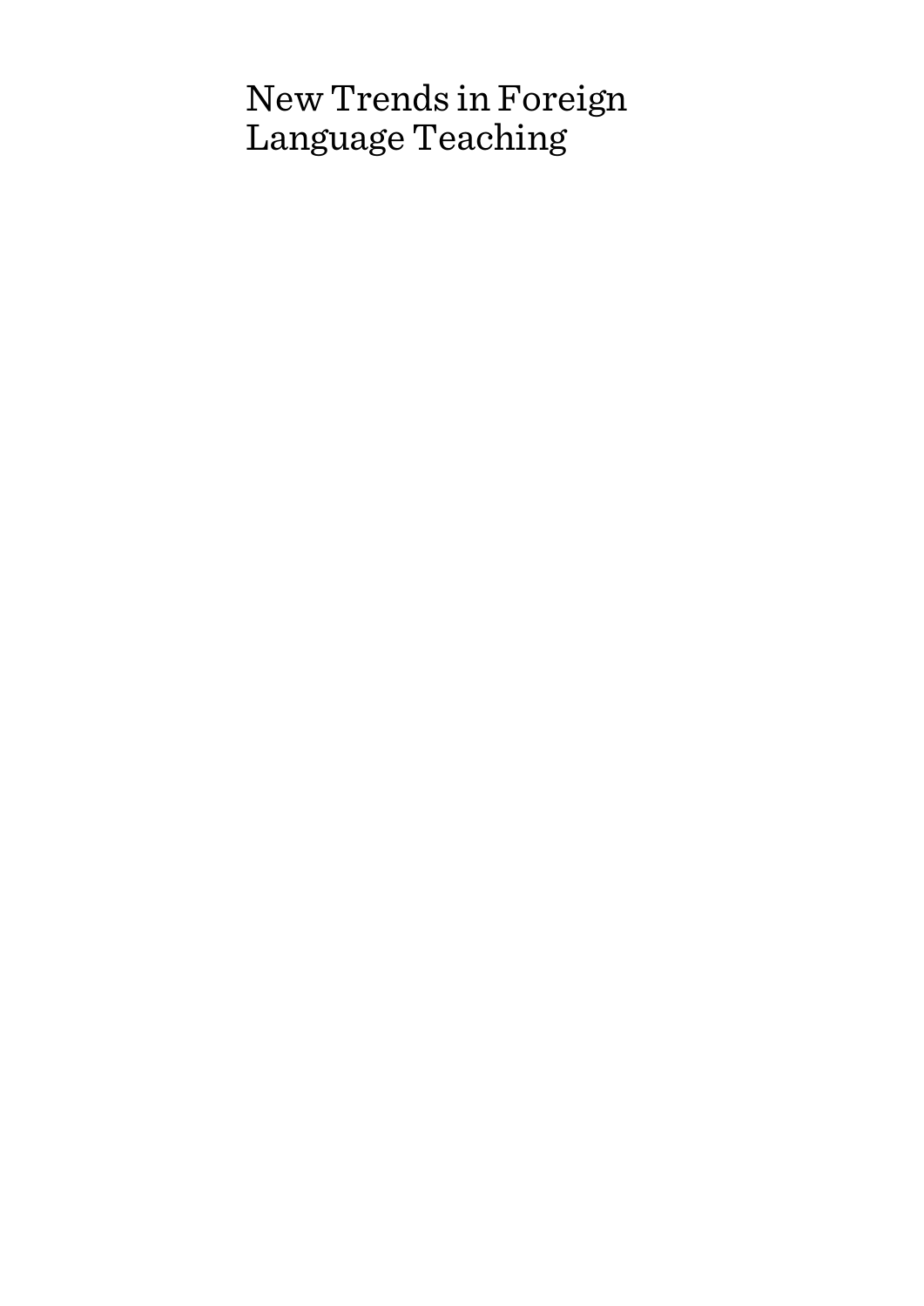# New Trends in Foreign Language Teaching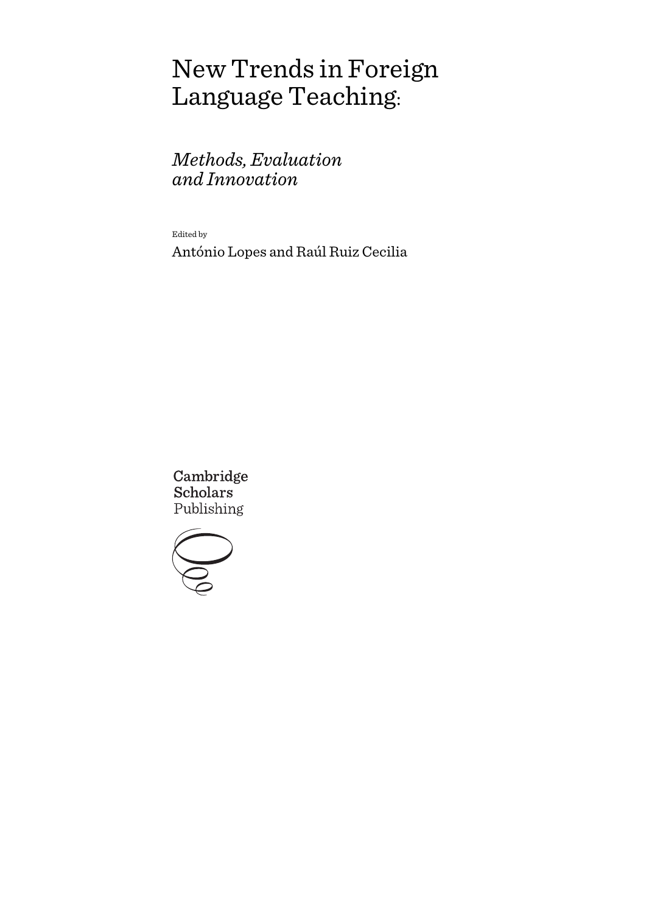# New Trends in Foreign Language Teaching:

## *Methods, Evaluation and Innovation*

Edited by

António Lopes and Raúl Ruiz Cecilia

Cambridge Scholars Publishing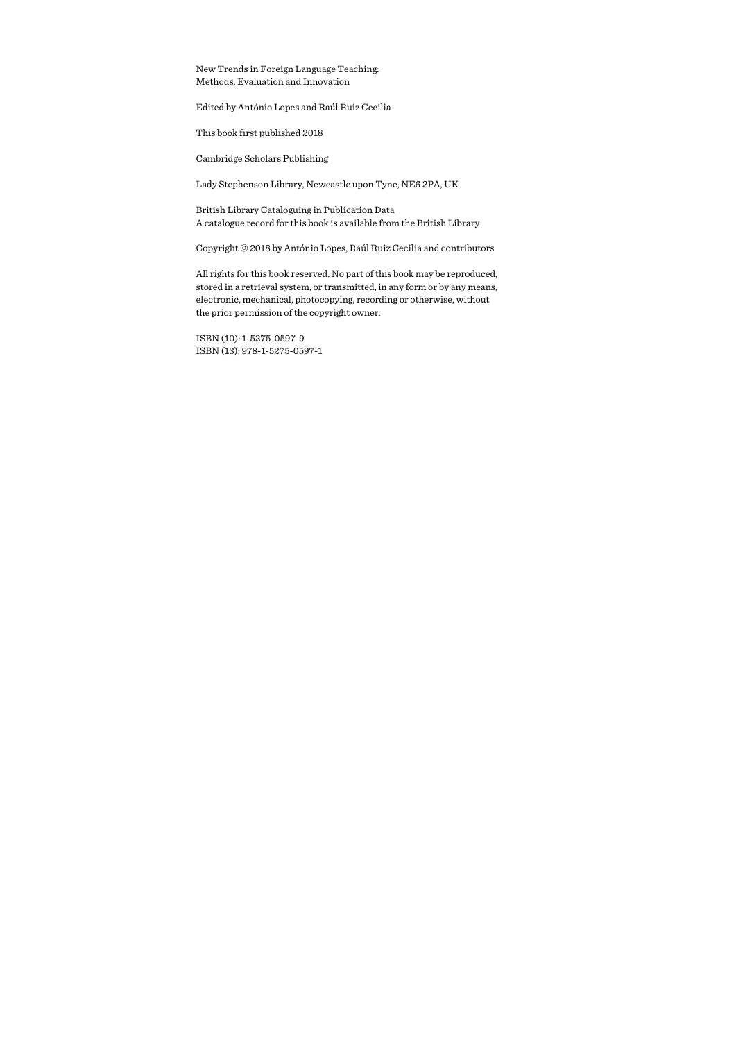New Trends in Foreign Language Teaching:
Methods, Evaluation and Innovation

Edited by António Lopes and Raúl Ruiz Cecilia

This book first published 2018

Cambridge Scholars Publishing

Lady Stephenson Library, Newcastle upon Tyne, NE6 2PA, UK

British Library Cataloguing in Publication Data
A catalogue record for this book is available from the British Library

Copyright © 2018 by António Lopes, Raúl Ruiz Cecilia and contributors

All rights for this book reserved. No part of this book may be reproduced, stored in a retrieval system, or transmitted, in any form or by any means, electronic, mechanical, photocopying, recording or otherwise, without the prior permission of the copyright owner.

ISBN (10): 1-5275-0597-9
ISBN (13): 978-1-5275-0597-1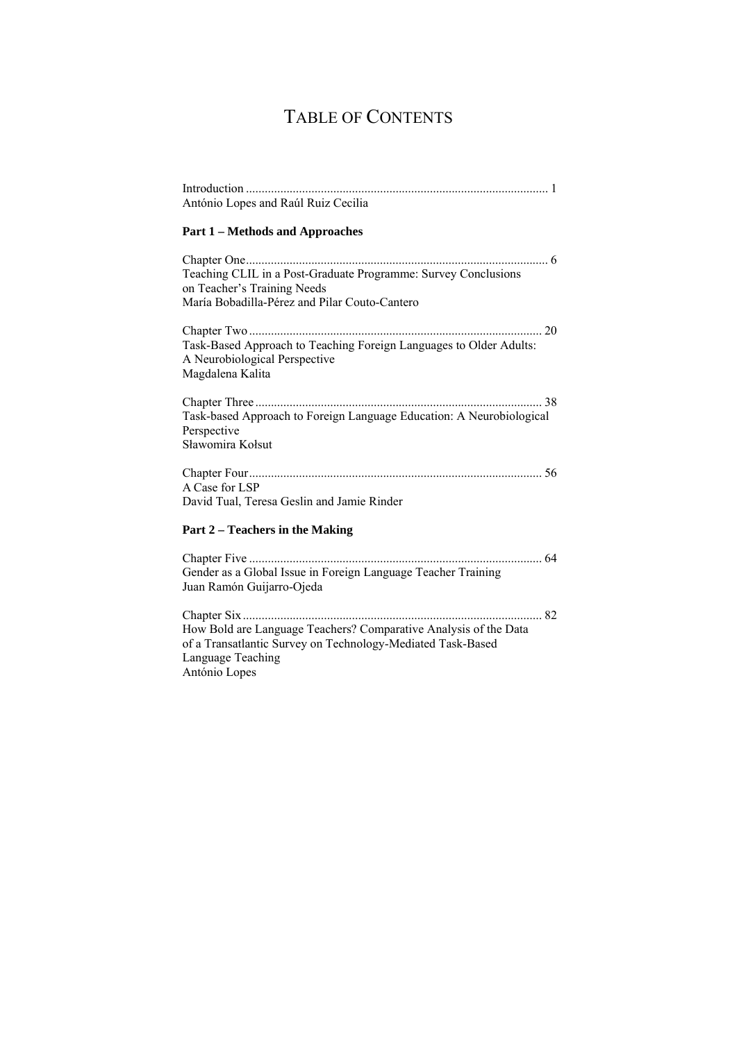# TABLE OF CONTENTS

Introduction ................................................................................................ 1
António Lopes and Raúl Ruiz Cecilia

**Part 1 – Methods and Approaches**

Chapter One ................................................................................................ 6
Teaching CLIL in a Post-Graduate Programme: Survey Conclusions on Teacher's Training Needs
María Bobadilla-Pérez and Pilar Couto-Cantero

Chapter Two .............................................................................................. 20
Task-Based Approach to Teaching Foreign Languages to Older Adults: A Neurobiological Perspective
Magdalena Kalita

Chapter Three ............................................................................................ 38
Task-based Approach to Foreign Language Education: A Neurobiological Perspective
Sławomira Kołsut

Chapter Four .............................................................................................. 56
A Case for LSP
David Tual, Teresa Geslin and Jamie Rinder

**Part 2 – Teachers in the Making**

Chapter Five .............................................................................................. 64
Gender as a Global Issue in Foreign Language Teacher Training
Juan Ramón Guijarro-Ojeda

Chapter Six ................................................................................................ 82
How Bold are Language Teachers? Comparative Analysis of the Data of a Transatlantic Survey on Technology-Mediated Task-Based Language Teaching
António Lopes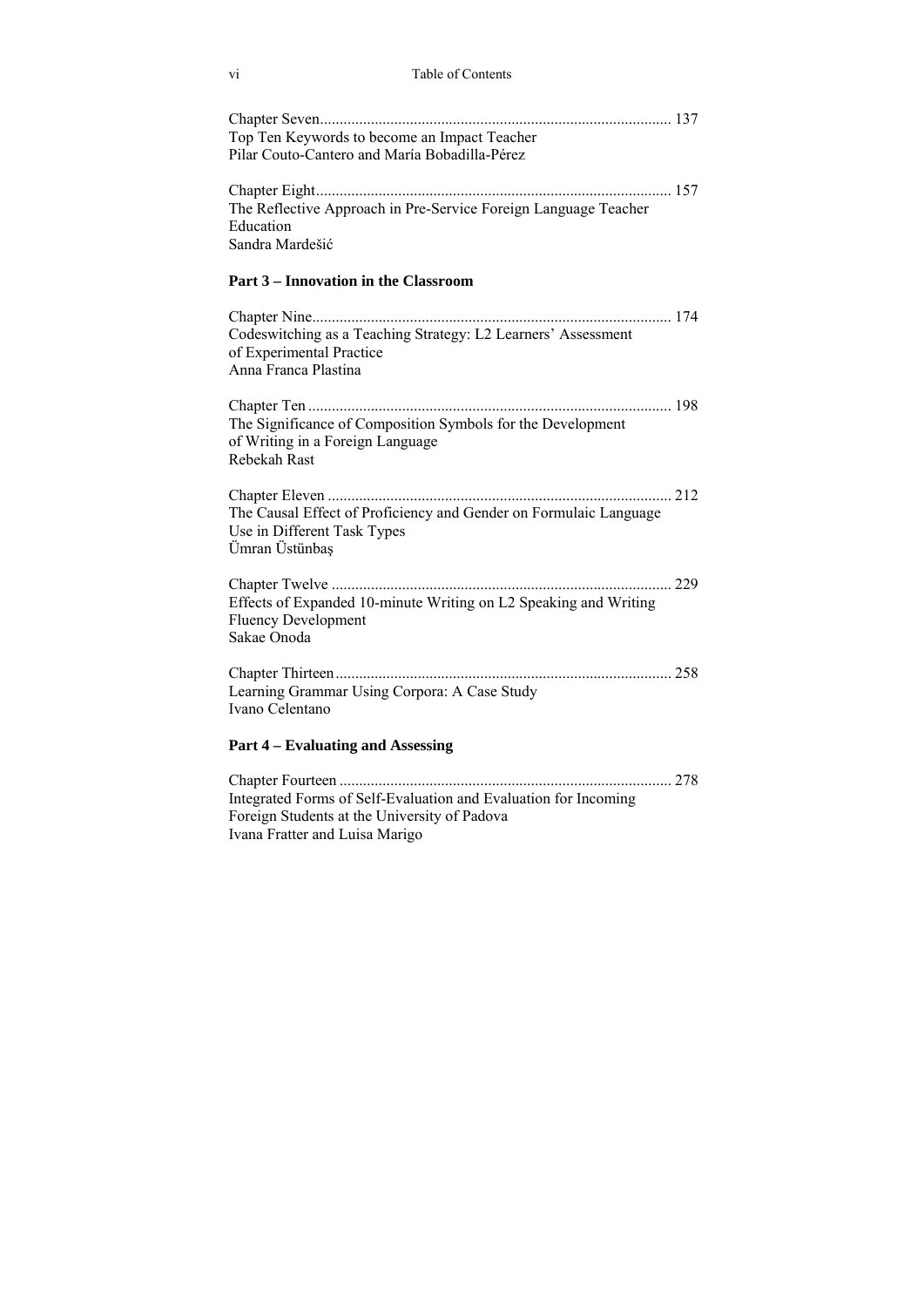Chapter Seven ........................................................................................ 137
Top Ten Keywords to become an Impact Teacher
Pilar Couto-Cantero and María Bobadilla-Pérez

Chapter Eight ......................................................................................... 157
The Reflective Approach in Pre-Service Foreign Language Teacher Education
Sandra Mardešić

**Part 3 – Innovation in the Classroom**

Chapter Nine .......................................................................................... 174
Codeswitching as a Teaching Strategy: L2 Learners' Assessment of Experimental Practice
Anna Franca Plastina

Chapter Ten ............................................................................................ 198
The Significance of Composition Symbols for the Development of Writing in a Foreign Language
Rebekah Rast

Chapter Eleven ....................................................................................... 212
The Causal Effect of Proficiency and Gender on Formulaic Language Use in Different Task Types
Ümran Üstünbaş

Chapter Twelve ...................................................................................... 229
Effects of Expanded 10-minute Writing on L2 Speaking and Writing Fluency Development
Sakae Onoda

Chapter Thirteen ..................................................................................... 258
Learning Grammar Using Corpora: A Case Study
Ivano Celentano

**Part 4 – Evaluating and Assessing**

Chapter Fourteen .................................................................................... 278
Integrated Forms of Self-Evaluation and Evaluation for Incoming Foreign Students at the University of Padova
Ivana Fratter and Luisa Marigo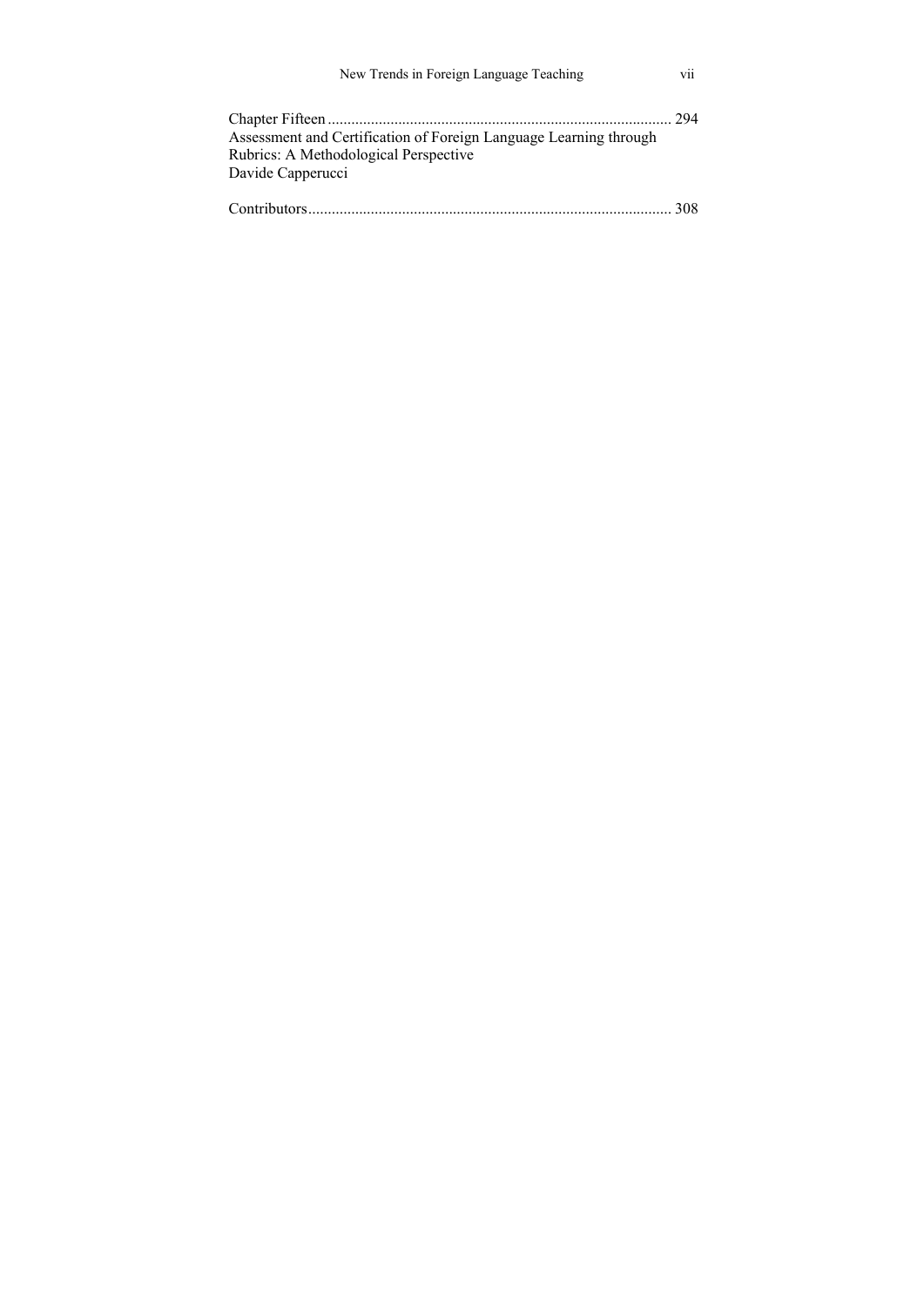Chapter Fifteen ........................................................................................ 294
Assessment and Certification of Foreign Language Learning through Rubrics: A Methodological Perspective
Davide Capperucci

Contributors............................................................................................ 308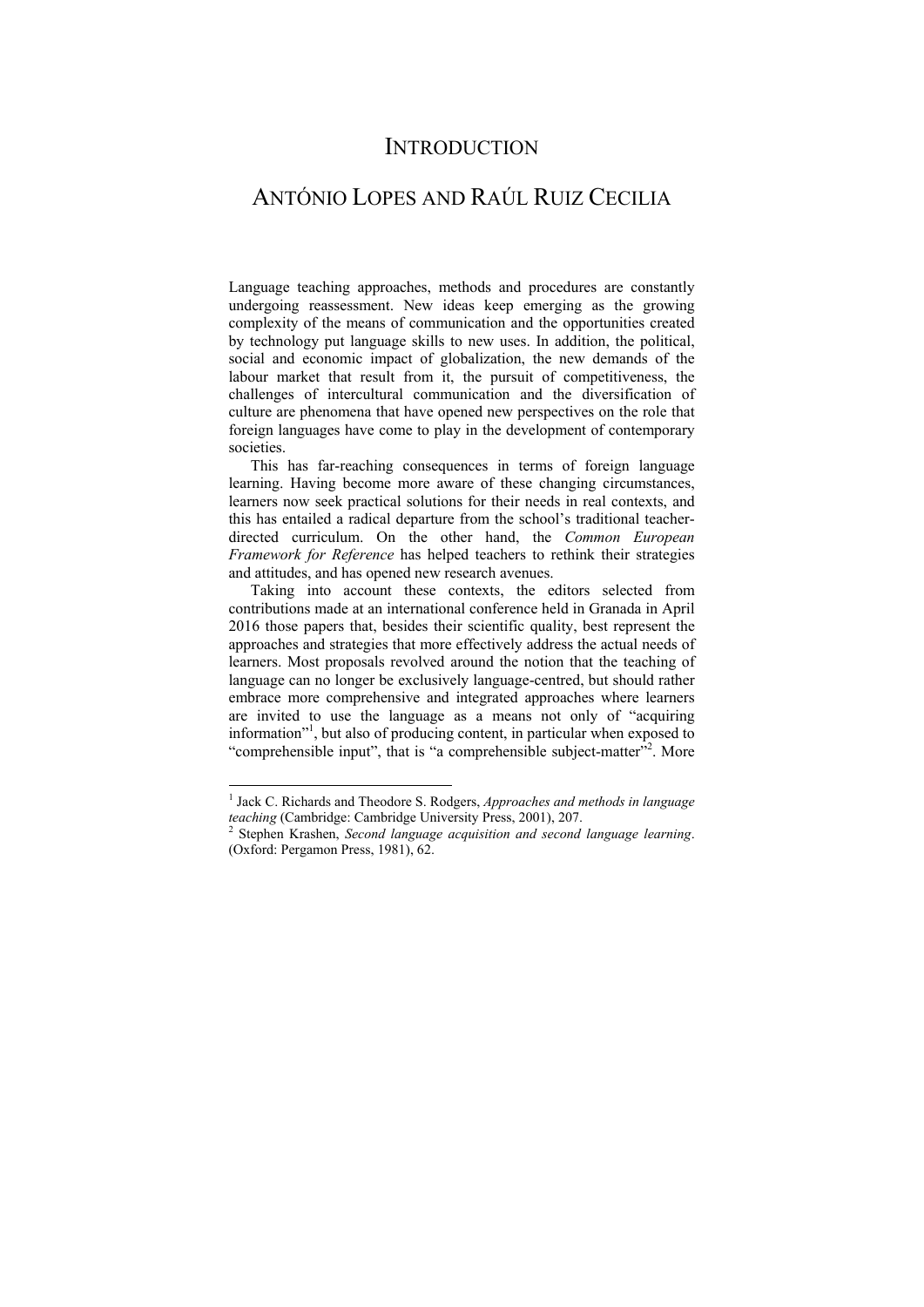# INTRODUCTION

## ANTÓNIO LOPES AND RAÚL RUIZ CECILIA

Language teaching approaches, methods and procedures are constantly undergoing reassessment. New ideas keep emerging as the growing complexity of the means of communication and the opportunities created by technology put language skills to new uses. In addition, the political, social and economic impact of globalization, the new demands of the labour market that result from it, the pursuit of competitiveness, the challenges of intercultural communication and the diversification of culture are phenomena that have opened new perspectives on the role that foreign languages have come to play in the development of contemporary societies.

This has far-reaching consequences in terms of foreign language learning. Having become more aware of these changing circumstances, learners now seek practical solutions for their needs in real contexts, and this has entailed a radical departure from the school's traditional teacher-directed curriculum. On the other hand, the *Common European Framework for Reference* has helped teachers to rethink their strategies and attitudes, and has opened new research avenues.

Taking into account these contexts, the editors selected from contributions made at an international conference held in Granada in April 2016 those papers that, besides their scientific quality, best represent the approaches and strategies that more effectively address the actual needs of learners. Most proposals revolved around the notion that the teaching of language can no longer be exclusively language-centred, but should rather embrace more comprehensive and integrated approaches where learners are invited to use the language as a means not only of "acquiring information"[1], but also of producing content, in particular when exposed to "comprehensible input", that is "a comprehensible subject-matter"[2]. More

---

[1] Jack C. Richards and Theodore S. Rodgers, *Approaches and methods in language teaching* (Cambridge: Cambridge University Press, 2001), 207.

[2] Stephen Krashen, *Second language acquisition and second language learning*. (Oxford: Pergamon Press, 1981), 62.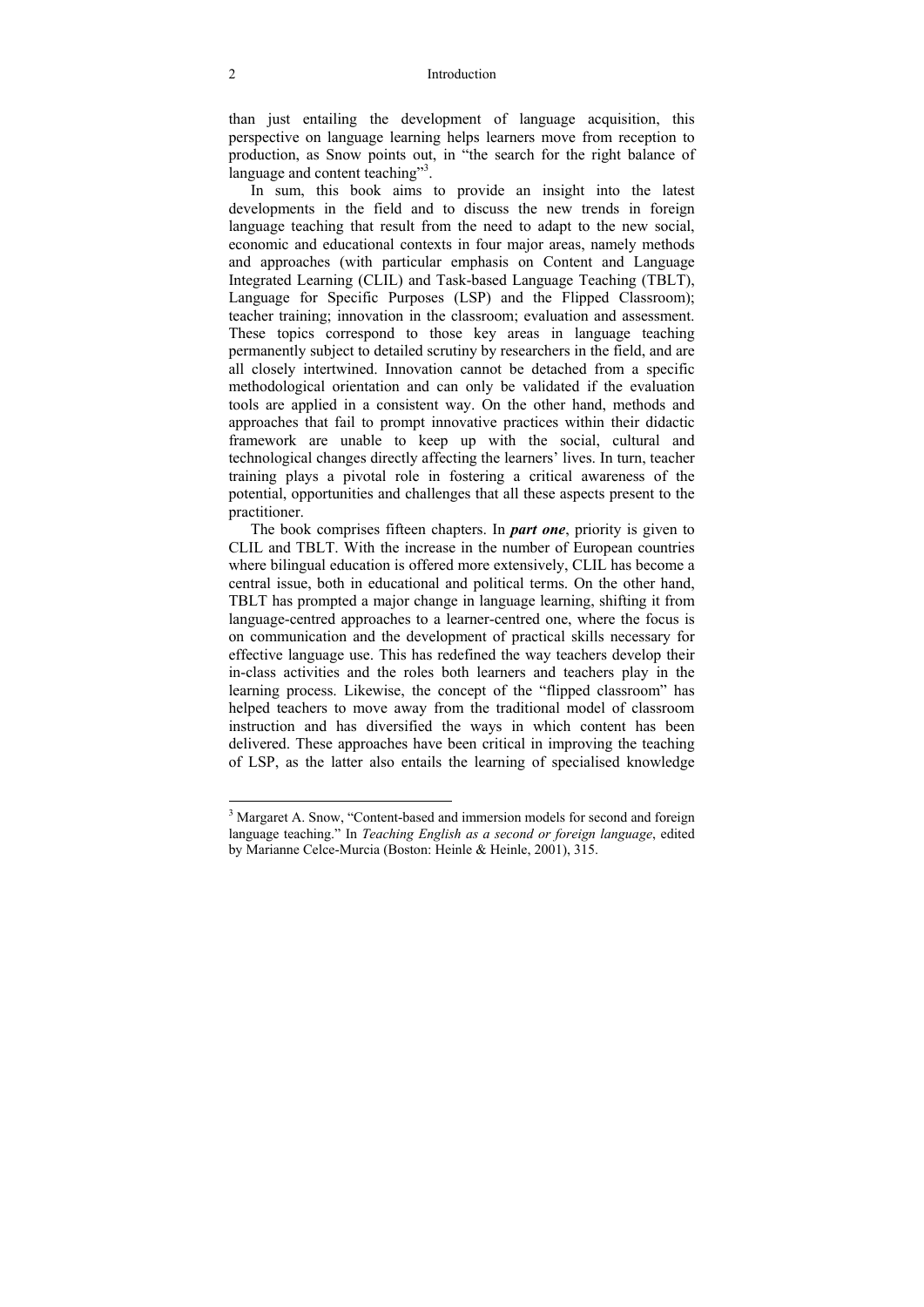than just entailing the development of language acquisition, this perspective on language learning helps learners move from reception to production, as Snow points out, in "the search for the right balance of language and content teaching"[3].

In sum, this book aims to provide an insight into the latest developments in the field and to discuss the new trends in foreign language teaching that result from the need to adapt to the new social, economic and educational contexts in four major areas, namely methods and approaches (with particular emphasis on Content and Language Integrated Learning (CLIL) and Task-based Language Teaching (TBLT), Language for Specific Purposes (LSP) and the Flipped Classroom); teacher training; innovation in the classroom; evaluation and assessment. These topics correspond to those key areas in language teaching permanently subject to detailed scrutiny by researchers in the field, and are all closely intertwined. Innovation cannot be detached from a specific methodological orientation and can only be validated if the evaluation tools are applied in a consistent way. On the other hand, methods and approaches that fail to prompt innovative practices within their didactic framework are unable to keep up with the social, cultural and technological changes directly affecting the learners' lives. In turn, teacher training plays a pivotal role in fostering a critical awareness of the potential, opportunities and challenges that all these aspects present to the practitioner.

The book comprises fifteen chapters. In ***part one***, priority is given to CLIL and TBLT. With the increase in the number of European countries where bilingual education is offered more extensively, CLIL has become a central issue, both in educational and political terms. On the other hand, TBLT has prompted a major change in language learning, shifting it from language-centred approaches to a learner-centred one, where the focus is on communication and the development of practical skills necessary for effective language use. This has redefined the way teachers develop their in-class activities and the roles both learners and teachers play in the learning process. Likewise, the concept of the "flipped classroom" has helped teachers to move away from the traditional model of classroom instruction and has diversified the ways in which content has been delivered. These approaches have been critical in improving the teaching of LSP, as the latter also entails the learning of specialised knowledge

---

[3] Margaret A. Snow, "Content-based and immersion models for second and foreign language teaching." In *Teaching English as a second or foreign language*, edited by Marianne Celce-Murcia (Boston: Heinle & Heinle, 2001), 315.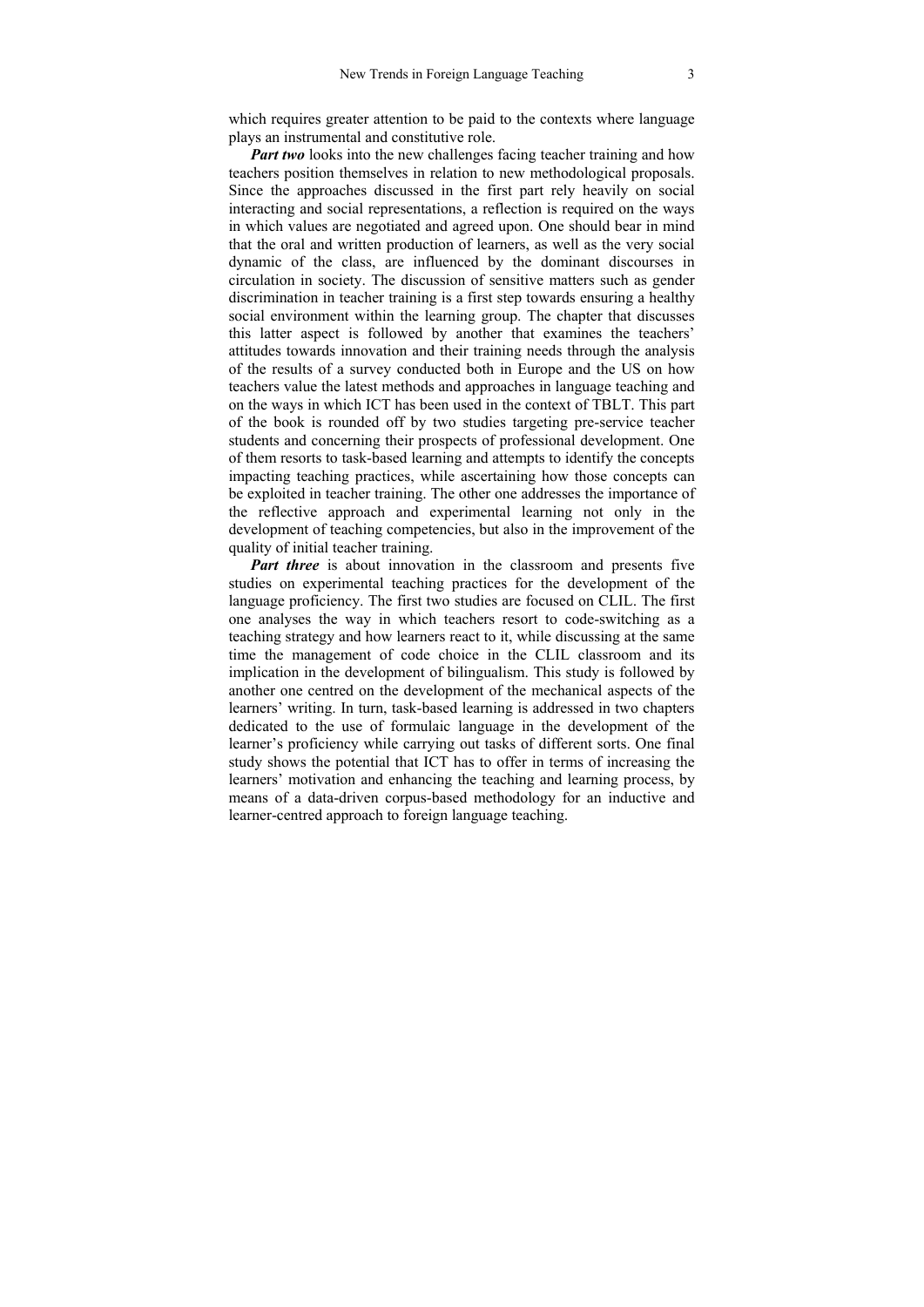which requires greater attention to be paid to the contexts where language plays an instrumental and constitutive role.

***Part two*** looks into the new challenges facing teacher training and how teachers position themselves in relation to new methodological proposals. Since the approaches discussed in the first part rely heavily on social interacting and social representations, a reflection is required on the ways in which values are negotiated and agreed upon. One should bear in mind that the oral and written production of learners, as well as the very social dynamic of the class, are influenced by the dominant discourses in circulation in society. The discussion of sensitive matters such as gender discrimination in teacher training is a first step towards ensuring a healthy social environment within the learning group. The chapter that discusses this latter aspect is followed by another that examines the teachers' attitudes towards innovation and their training needs through the analysis of the results of a survey conducted both in Europe and the US on how teachers value the latest methods and approaches in language teaching and on the ways in which ICT has been used in the context of TBLT. This part of the book is rounded off by two studies targeting pre-service teacher students and concerning their prospects of professional development. One of them resorts to task-based learning and attempts to identify the concepts impacting teaching practices, while ascertaining how those concepts can be exploited in teacher training. The other one addresses the importance of the reflective approach and experimental learning not only in the development of teaching competencies, but also in the improvement of the quality of initial teacher training.

***Part three*** is about innovation in the classroom and presents five studies on experimental teaching practices for the development of the language proficiency. The first two studies are focused on CLIL. The first one analyses the way in which teachers resort to code-switching as a teaching strategy and how learners react to it, while discussing at the same time the management of code choice in the CLIL classroom and its implication in the development of bilingualism. This study is followed by another one centred on the development of the mechanical aspects of the learners' writing. In turn, task-based learning is addressed in two chapters dedicated to the use of formulaic language in the development of the learner's proficiency while carrying out tasks of different sorts. One final study shows the potential that ICT has to offer in terms of increasing the learners' motivation and enhancing the teaching and learning process, by means of a data-driven corpus-based methodology for an inductive and learner-centred approach to foreign language teaching.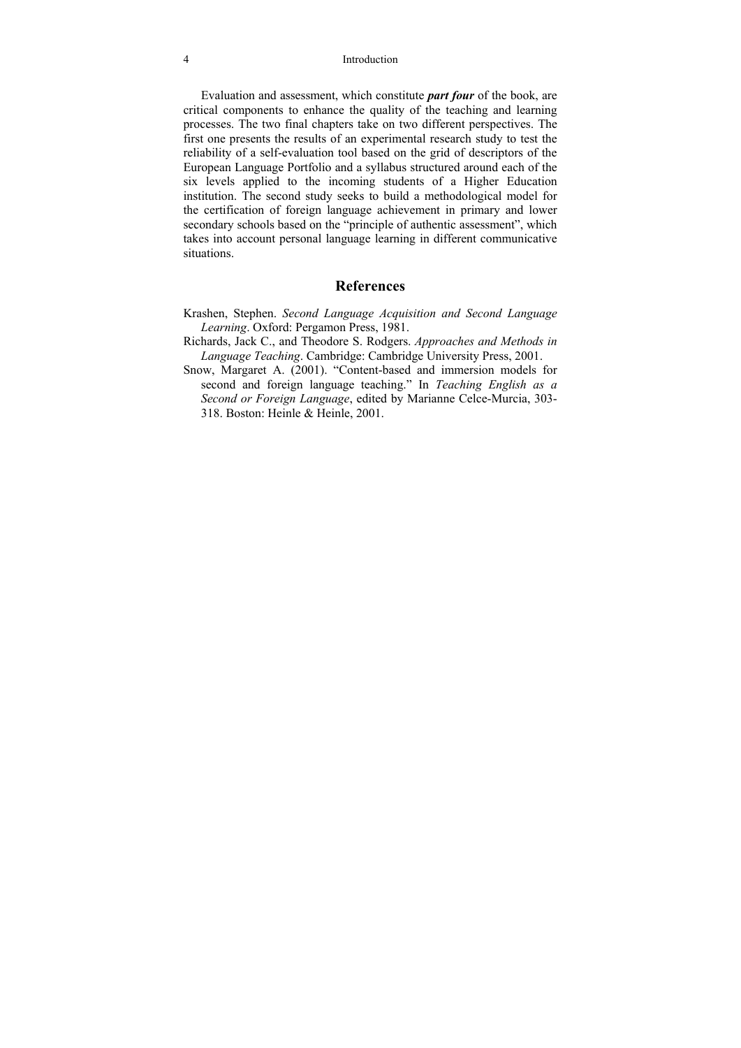Evaluation and assessment, which constitute ***part four*** of the book, are critical components to enhance the quality of the teaching and learning processes. The two final chapters take on two different perspectives. The first one presents the results of an experimental research study to test the reliability of a self-evaluation tool based on the grid of descriptors of the European Language Portfolio and a syllabus structured around each of the six levels applied to the incoming students of a Higher Education institution. The second study seeks to build a methodological model for the certification of foreign language achievement in primary and lower secondary schools based on the "principle of authentic assessment", which takes into account personal language learning in different communicative situations.

## References

Krashen, Stephen. *Second Language Acquisition and Second Language Learning*. Oxford: Pergamon Press, 1981.

Richards, Jack C., and Theodore S. Rodgers. *Approaches and Methods in Language Teaching*. Cambridge: Cambridge University Press, 2001.

Snow, Margaret A. (2001). "Content-based and immersion models for second and foreign language teaching." In *Teaching English as a Second or Foreign Language*, edited by Marianne Celce-Murcia, 303-318. Boston: Heinle & Heinle, 2001.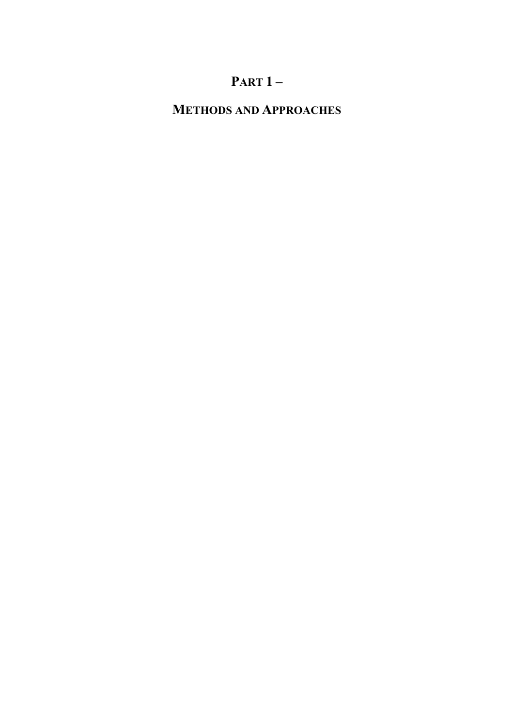# PART 1 –

# METHODS AND APPROACHES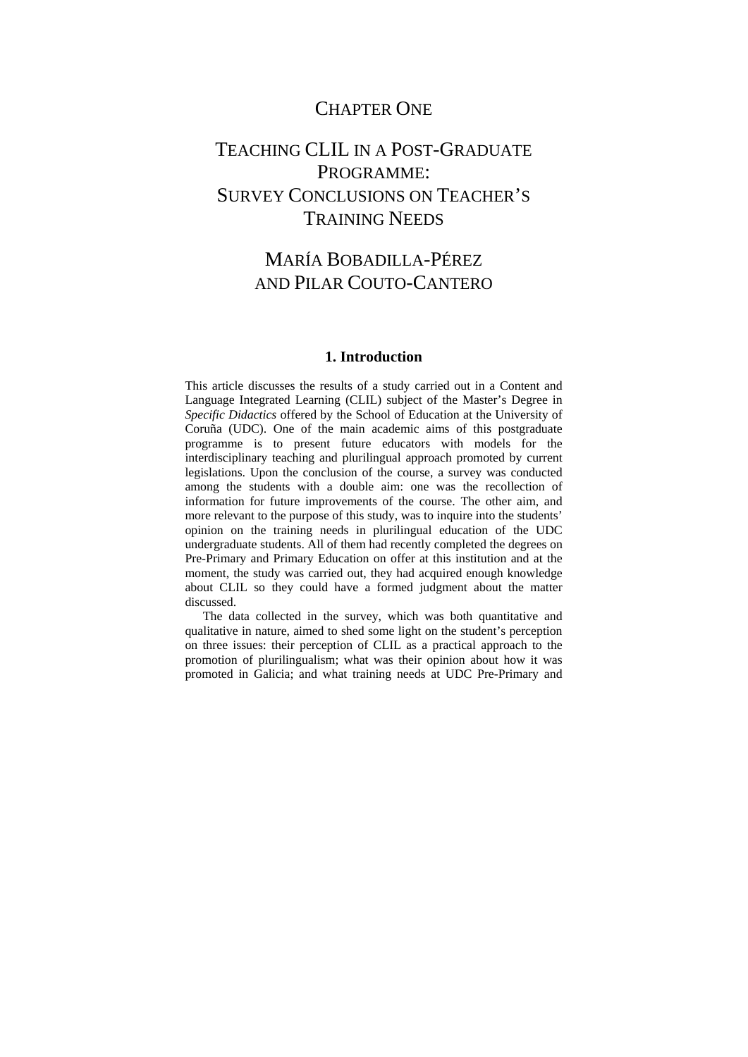# CHAPTER ONE

# TEACHING CLIL IN A POST-GRADUATE PROGRAMME: SURVEY CONCLUSIONS ON TEACHER'S TRAINING NEEDS

## MARÍA BOBADILLA-PÉREZ AND PILAR COUTO-CANTERO

### 1. Introduction

This article discusses the results of a study carried out in a Content and Language Integrated Learning (CLIL) subject of the Master's Degree in *Specific Didactics* offered by the School of Education at the University of Coruña (UDC). One of the main academic aims of this postgraduate programme is to present future educators with models for the interdisciplinary teaching and plurilingual approach promoted by current legislations. Upon the conclusion of the course, a survey was conducted among the students with a double aim: one was the recollection of information for future improvements of the course. The other aim, and more relevant to the purpose of this study, was to inquire into the students' opinion on the training needs in plurilingual education of the UDC undergraduate students. All of them had recently completed the degrees on Pre-Primary and Primary Education on offer at this institution and at the moment, the study was carried out, they had acquired enough knowledge about CLIL so they could have a formed judgment about the matter discussed.

The data collected in the survey, which was both quantitative and qualitative in nature, aimed to shed some light on the student's perception on three issues: their perception of CLIL as a practical approach to the promotion of plurilingualism; what was their opinion about how it was promoted in Galicia; and what training needs at UDC Pre-Primary and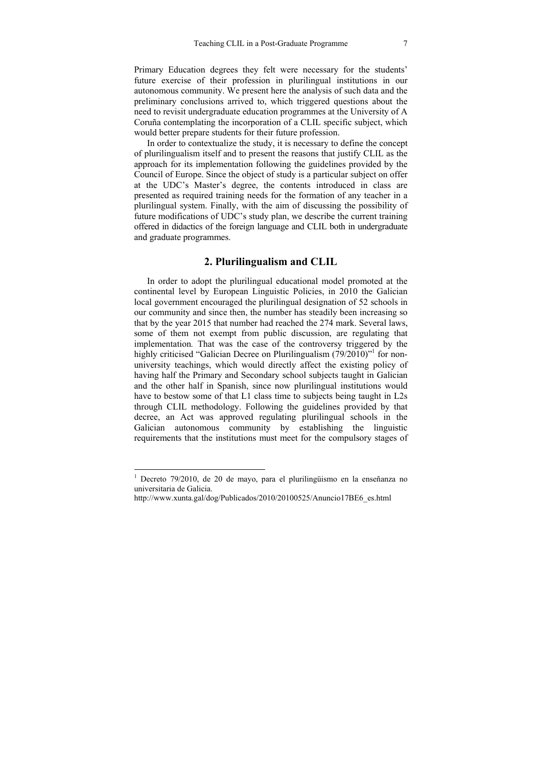Primary Education degrees they felt were necessary for the students' future exercise of their profession in plurilingual institutions in our autonomous community. We present here the analysis of such data and the preliminary conclusions arrived to, which triggered questions about the need to revisit undergraduate education programmes at the University of A Coruña contemplating the incorporation of a CLIL specific subject, which would better prepare students for their future profession.

In order to contextualize the study, it is necessary to define the concept of plurilingualism itself and to present the reasons that justify CLIL as the approach for its implementation following the guidelines provided by the Council of Europe. Since the object of study is a particular subject on offer at the UDC's Master's degree, the contents introduced in class are presented as required training needs for the formation of any teacher in a plurilingual system. Finally, with the aim of discussing the possibility of future modifications of UDC's study plan, we describe the current training offered in didactics of the foreign language and CLIL both in undergraduate and graduate programmes.

## 2. Plurilingualism and CLIL

In order to adopt the plurilingual educational model promoted at the continental level by European Linguistic Policies, in 2010 the Galician local government encouraged the plurilingual designation of 52 schools in our community and since then, the number has steadily been increasing so that by the year 2015 that number had reached the 274 mark. Several laws, some of them not exempt from public discussion, are regulating that implementation. That was the case of the controversy triggered by the highly criticised "Galician Decree on Plurilingualism (79/2010)"[1] for non-university teachings, which would directly affect the existing policy of having half the Primary and Secondary school subjects taught in Galician and the other half in Spanish, since now plurilingual institutions would have to bestow some of that L1 class time to subjects being taught in L2s through CLIL methodology. Following the guidelines provided by that decree, an Act was approved regulating plurilingual schools in the Galician autonomous community by establishing the linguistic requirements that the institutions must meet for the compulsory stages of

---

[1] Decreto 79/2010, de 20 de mayo, para el plurilingüismo en la enseñanza no universitaria de Galicia.
http://www.xunta.gal/dog/Publicados/2010/20100525/Anuncio17BE6_es.html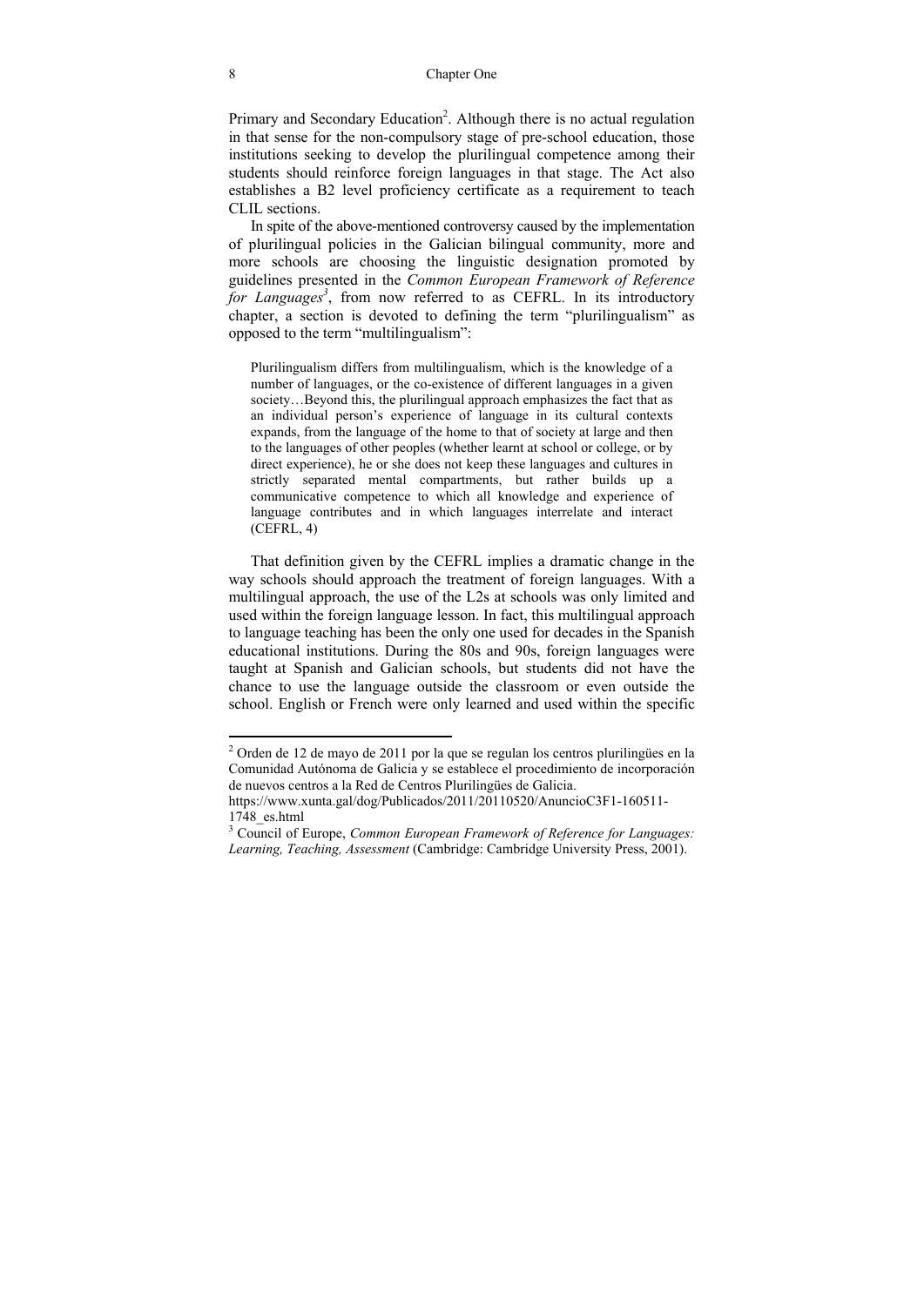Primary and Secondary Education[2]. Although there is no actual regulation in that sense for the non-compulsory stage of pre-school education, those institutions seeking to develop the plurilingual competence among their students should reinforce foreign languages in that stage. The Act also establishes a B2 level proficiency certificate as a requirement to teach CLIL sections.

In spite of the above-mentioned controversy caused by the implementation of plurilingual policies in the Galician bilingual community, more and more schools are choosing the linguistic designation promoted by guidelines presented in the *Common European Framework of Reference for Languages*[3], from now referred to as CEFRL. In its introductory chapter, a section is devoted to defining the term "plurilingualism" as opposed to the term "multilingualism":

> Plurilingualism differs from multilingualism, which is the knowledge of a number of languages, or the co-existence of different languages in a given society…Beyond this, the plurilingual approach emphasizes the fact that as an individual person's experience of language in its cultural contexts expands, from the language of the home to that of society at large and then to the languages of other peoples (whether learnt at school or college, or by direct experience), he or she does not keep these languages and cultures in strictly separated mental compartments, but rather builds up a communicative competence to which all knowledge and experience of language contributes and in which languages interrelate and interact (CEFRL, 4)

That definition given by the CEFRL implies a dramatic change in the way schools should approach the treatment of foreign languages. With a multilingual approach, the use of the L2s at schools was only limited and used within the foreign language lesson. In fact, this multilingual approach to language teaching has been the only one used for decades in the Spanish educational institutions. During the 80s and 90s, foreign languages were taught at Spanish and Galician schools, but students did not have the chance to use the language outside the classroom or even outside the school. English or French were only learned and used within the specific

---

[2] Orden de 12 de mayo de 2011 por la que se regulan los centros plurilingües en la Comunidad Autónoma de Galicia y se establece el procedimiento de incorporación de nuevos centros a la Red de Centros Plurilingües de Galicia. https://www.xunta.gal/dog/Publicados/2011/20110520/AnuncioC3F1-160511-1748_es.html

[3] Council of Europe, *Common European Framework of Reference for Languages: Learning, Teaching, Assessment* (Cambridge: Cambridge University Press, 2001).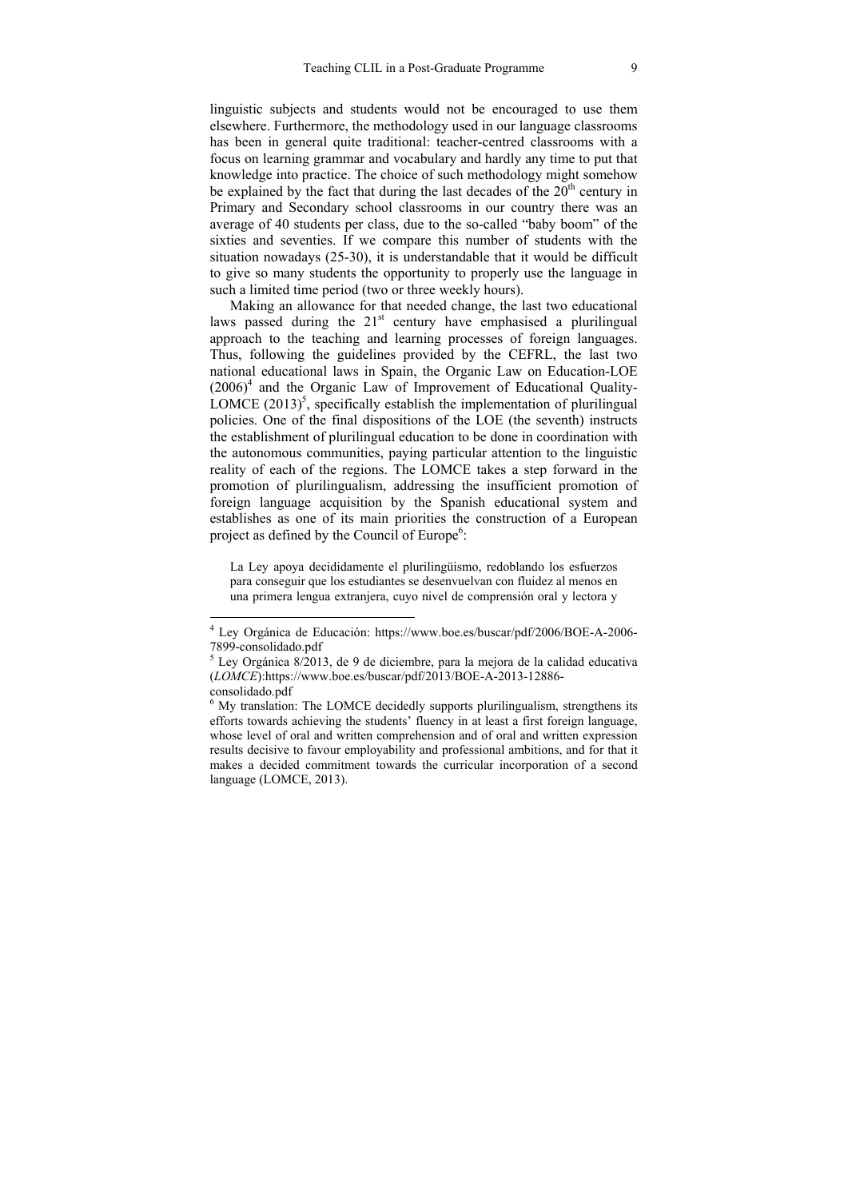linguistic subjects and students would not be encouraged to use them elsewhere. Furthermore, the methodology used in our language classrooms has been in general quite traditional: teacher-centred classrooms with a focus on learning grammar and vocabulary and hardly any time to put that knowledge into practice. The choice of such methodology might somehow be explained by the fact that during the last decades of the 20th century in Primary and Secondary school classrooms in our country there was an average of 40 students per class, due to the so-called "baby boom" of the sixties and seventies. If we compare this number of students with the situation nowadays (25-30), it is understandable that it would be difficult to give so many students the opportunity to properly use the language in such a limited time period (two or three weekly hours).

Making an allowance for that needed change, the last two educational laws passed during the 21st century have emphasised a plurilingual approach to the teaching and learning processes of foreign languages. Thus, following the guidelines provided by the CEFRL, the last two national educational laws in Spain, the Organic Law on Education-LOE (2006)[4] and the Organic Law of Improvement of Educational Quality-LOMCE (2013)[5], specifically establish the implementation of plurilingual policies. One of the final dispositions of the LOE (the seventh) instructs the establishment of plurilingual education to be done in coordination with the autonomous communities, paying particular attention to the linguistic reality of each of the regions. The LOMCE takes a step forward in the promotion of plurilingualism, addressing the insufficient promotion of foreign language acquisition by the Spanish educational system and establishes as one of its main priorities the construction of a European project as defined by the Council of Europe[6]:

> La Ley apoya decididamente el plurilingüismo, redoblando los esfuerzos para conseguir que los estudiantes se desenvuelvan con fluidez al menos en una primera lengua extranjera, cuyo nivel de comprensión oral y lectora y

---

[4] Ley Orgánica de Educación: https://www.boe.es/buscar/pdf/2006/BOE-A-2006-7899-consolidado.pdf

[5] Ley Orgánica 8/2013, de 9 de diciembre, para la mejora de la calidad educativa (*LOMCE*):https://www.boe.es/buscar/pdf/2013/BOE-A-2013-12886-consolidado.pdf

[6] My translation: The LOMCE decidedly supports plurilingualism, strengthens its efforts towards achieving the students' fluency in at least a first foreign language, whose level of oral and written comprehension and of oral and written expression results decisive to favour employability and professional ambitions, and for that it makes a decided commitment towards the curricular incorporation of a second language (LOMCE, 2013).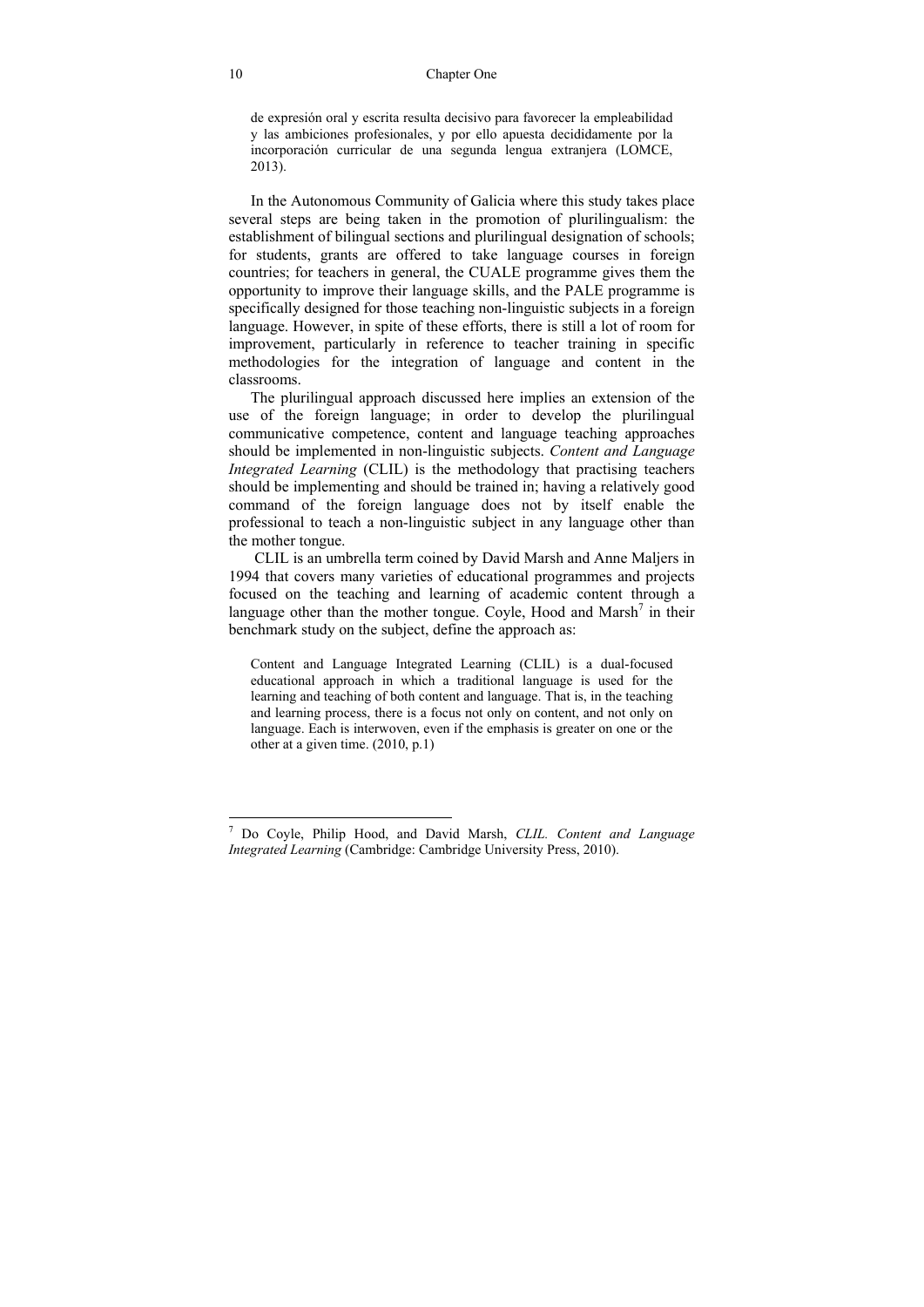> de expresión oral y escrita resulta decisivo para favorecer la empleabilidad y las ambiciones profesionales, y por ello apuesta decididamente por la incorporación curricular de una segunda lengua extranjera (LOMCE, 2013).

In the Autonomous Community of Galicia where this study takes place several steps are being taken in the promotion of plurilingualism: the establishment of bilingual sections and plurilingual designation of schools; for students, grants are offered to take language courses in foreign countries; for teachers in general, the CUALE programme gives them the opportunity to improve their language skills, and the PALE programme is specifically designed for those teaching non-linguistic subjects in a foreign language. However, in spite of these efforts, there is still a lot of room for improvement, particularly in reference to teacher training in specific methodologies for the integration of language and content in the classrooms.

The plurilingual approach discussed here implies an extension of the use of the foreign language; in order to develop the plurilingual communicative competence, content and language teaching approaches should be implemented in non-linguistic subjects. *Content and Language Integrated Learning* (CLIL) is the methodology that practising teachers should be implementing and should be trained in; having a relatively good command of the foreign language does not by itself enable the professional to teach a non-linguistic subject in any language other than the mother tongue.

CLIL is an umbrella term coined by David Marsh and Anne Maljers in 1994 that covers many varieties of educational programmes and projects focused on the teaching and learning of academic content through a language other than the mother tongue. Coyle, Hood and Marsh[7] in their benchmark study on the subject, define the approach as:

> Content and Language Integrated Learning (CLIL) is a dual-focused educational approach in which a traditional language is used for the learning and teaching of both content and language. That is, in the teaching and learning process, there is a focus not only on content, and not only on language. Each is interwoven, even if the emphasis is greater on one or the other at a given time. (2010, p.1)

---

[7] Do Coyle, Philip Hood, and David Marsh, *CLIL. Content and Language Integrated Learning* (Cambridge: Cambridge University Press, 2010).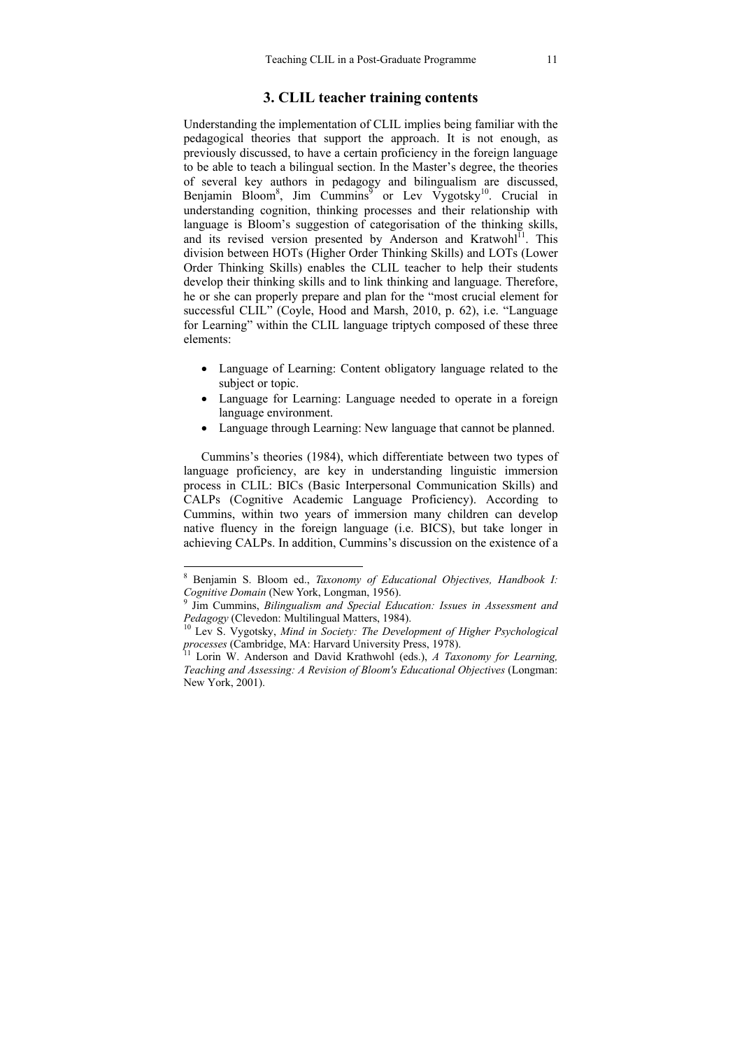## 3. CLIL teacher training contents

Understanding the implementation of CLIL implies being familiar with the pedagogical theories that support the approach. It is not enough, as previously discussed, to have a certain proficiency in the foreign language to be able to teach a bilingual section. In the Master's degree, the theories of several key authors in pedagogy and bilingualism are discussed, Benjamin Bloom[8], Jim Cummins[9] or Lev Vygotsky[10]. Crucial in understanding cognition, thinking processes and their relationship with language is Bloom's suggestion of categorisation of the thinking skills, and its revised version presented by Anderson and Kratwohl[11]. This division between HOTs (Higher Order Thinking Skills) and LOTs (Lower Order Thinking Skills) enables the CLIL teacher to help their students develop their thinking skills and to link thinking and language. Therefore, he or she can properly prepare and plan for the "most crucial element for successful CLIL" (Coyle, Hood and Marsh, 2010, p. 62), i.e. "Language for Learning" within the CLIL language triptych composed of these three elements:

- Language of Learning: Content obligatory language related to the subject or topic.
- Language for Learning: Language needed to operate in a foreign language environment.
- Language through Learning: New language that cannot be planned.

Cummins's theories (1984), which differentiate between two types of language proficiency, are key in understanding linguistic immersion process in CLIL: BICs (Basic Interpersonal Communication Skills) and CALPs (Cognitive Academic Language Proficiency). According to Cummins, within two years of immersion many children can develop native fluency in the foreign language (i.e. BICS), but take longer in achieving CALPs. In addition, Cummins's discussion on the existence of a

---

[8] Benjamin S. Bloom ed., *Taxonomy of Educational Objectives, Handbook I: Cognitive Domain* (New York, Longman, 1956).

[9] Jim Cummins, *Bilingualism and Special Education: Issues in Assessment and Pedagogy* (Clevedon: Multilingual Matters, 1984).

[10] Lev S. Vygotsky, *Mind in Society: The Development of Higher Psychological processes* (Cambridge, MA: Harvard University Press, 1978).

[11] Lorin W. Anderson and David Krathwohl (eds.), *A Taxonomy for Learning, Teaching and Assessing: A Revision of Bloom's Educational Objectives* (Longman: New York, 2001).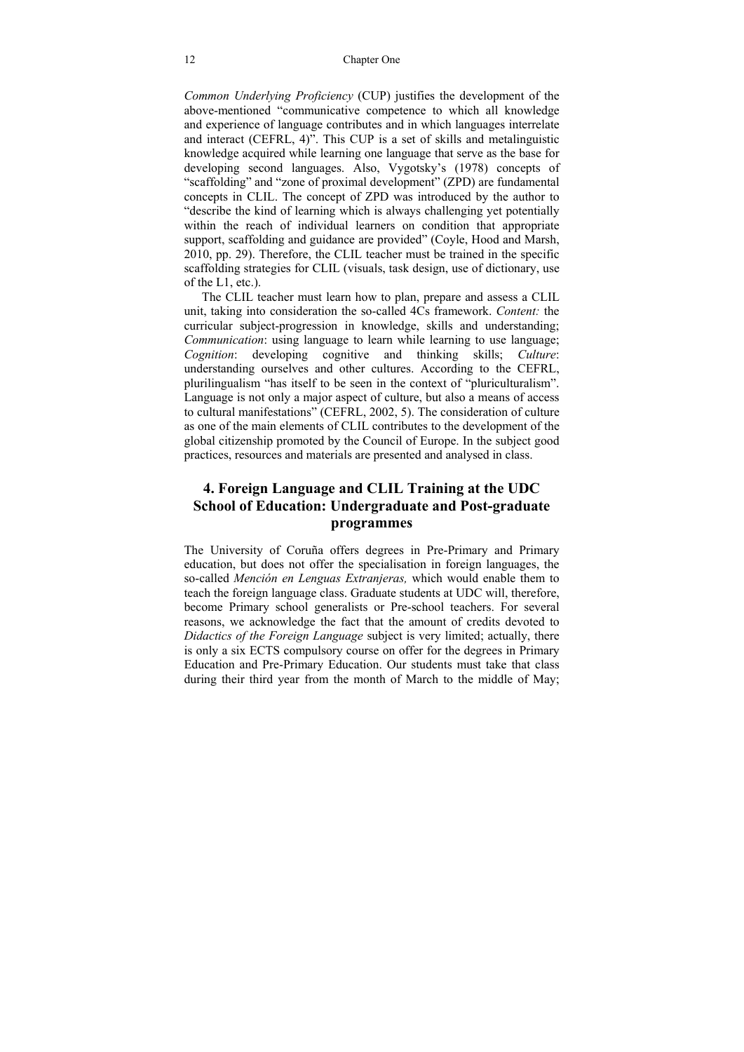*Common Underlying Proficiency* (CUP) justifies the development of the above-mentioned "communicative competence to which all knowledge and experience of language contributes and in which languages interrelate and interact (CEFRL, 4)". This CUP is a set of skills and metalinguistic knowledge acquired while learning one language that serve as the base for developing second languages. Also, Vygotsky's (1978) concepts of "scaffolding" and "zone of proximal development" (ZPD) are fundamental concepts in CLIL. The concept of ZPD was introduced by the author to "describe the kind of learning which is always challenging yet potentially within the reach of individual learners on condition that appropriate support, scaffolding and guidance are provided" (Coyle, Hood and Marsh, 2010, pp. 29). Therefore, the CLIL teacher must be trained in the specific scaffolding strategies for CLIL (visuals, task design, use of dictionary, use of the L1, etc.).

The CLIL teacher must learn how to plan, prepare and assess a CLIL unit, taking into consideration the so-called 4Cs framework. *Content:* the curricular subject-progression in knowledge, skills and understanding; *Communication*: using language to learn while learning to use language; *Cognition*: developing cognitive and thinking skills; *Culture*: understanding ourselves and other cultures. According to the CEFRL, plurilingualism "has itself to be seen in the context of "pluriculturalism". Language is not only a major aspect of culture, but also a means of access to cultural manifestations" (CEFRL, 2002, 5). The consideration of culture as one of the main elements of CLIL contributes to the development of the global citizenship promoted by the Council of Europe. In the subject good practices, resources and materials are presented and analysed in class.

## 4. Foreign Language and CLIL Training at the UDC School of Education: Undergraduate and Post-graduate programmes

The University of Coruña offers degrees in Pre-Primary and Primary education, but does not offer the specialisation in foreign languages, the so-called *Mención en Lenguas Extranjeras,* which would enable them to teach the foreign language class. Graduate students at UDC will, therefore, become Primary school generalists or Pre-school teachers. For several reasons, we acknowledge the fact that the amount of credits devoted to *Didactics of the Foreign Language* subject is very limited; actually, there is only a six ECTS compulsory course on offer for the degrees in Primary Education and Pre-Primary Education. Our students must take that class during their third year from the month of March to the middle of May;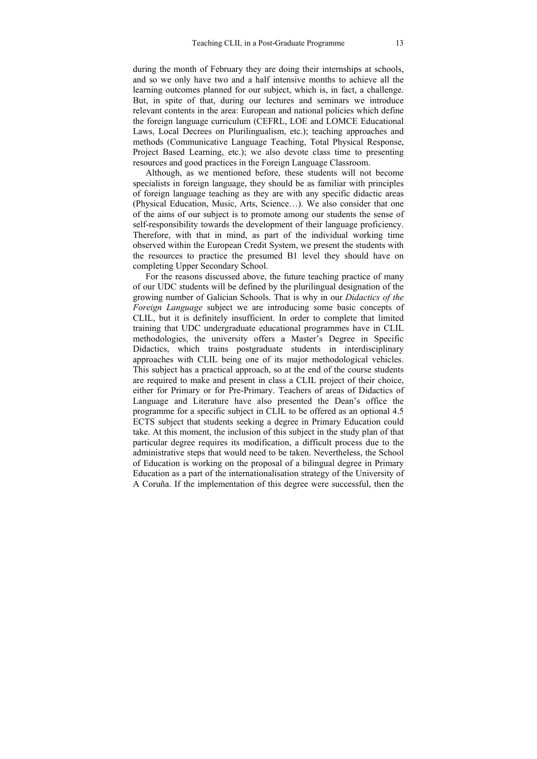during the month of February they are doing their internships at schools, and so we only have two and a half intensive months to achieve all the learning outcomes planned for our subject, which is, in fact, a challenge. But, in spite of that, during our lectures and seminars we introduce relevant contents in the area: European and national policies which define the foreign language curriculum (CEFRL, LOE and LOMCE Educational Laws, Local Decrees on Plurilingualism, etc.); teaching approaches and methods (Communicative Language Teaching, Total Physical Response, Project Based Learning, etc.); we also devote class time to presenting resources and good practices in the Foreign Language Classroom.

Although, as we mentioned before, these students will not become specialists in foreign language, they should be as familiar with principles of foreign language teaching as they are with any specific didactic areas (Physical Education, Music, Arts, Science…). We also consider that one of the aims of our subject is to promote among our students the sense of self-responsibility towards the development of their language proficiency. Therefore, with that in mind, as part of the individual working time observed within the European Credit System, we present the students with the resources to practice the presumed B1 level they should have on completing Upper Secondary School.

For the reasons discussed above, the future teaching practice of many of our UDC students will be defined by the plurilingual designation of the growing number of Galician Schools. That is why in our *Didactics of the Foreign Language* subject we are introducing some basic concepts of CLIL, but it is definitely insufficient. In order to complete that limited training that UDC undergraduate educational programmes have in CLIL methodologies, the university offers a Master's Degree in Specific Didactics, which trains postgraduate students in interdisciplinary approaches with CLIL being one of its major methodological vehicles. This subject has a practical approach, so at the end of the course students are required to make and present in class a CLIL project of their choice, either for Primary or for Pre-Primary. Teachers of areas of Didactics of Language and Literature have also presented the Dean's office the programme for a specific subject in CLIL to be offered as an optional 4.5 ECTS subject that students seeking a degree in Primary Education could take. At this moment, the inclusion of this subject in the study plan of that particular degree requires its modification, a difficult process due to the administrative steps that would need to be taken. Nevertheless, the School of Education is working on the proposal of a bilingual degree in Primary Education as a part of the internationalisation strategy of the University of A Coruña. If the implementation of this degree were successful, then the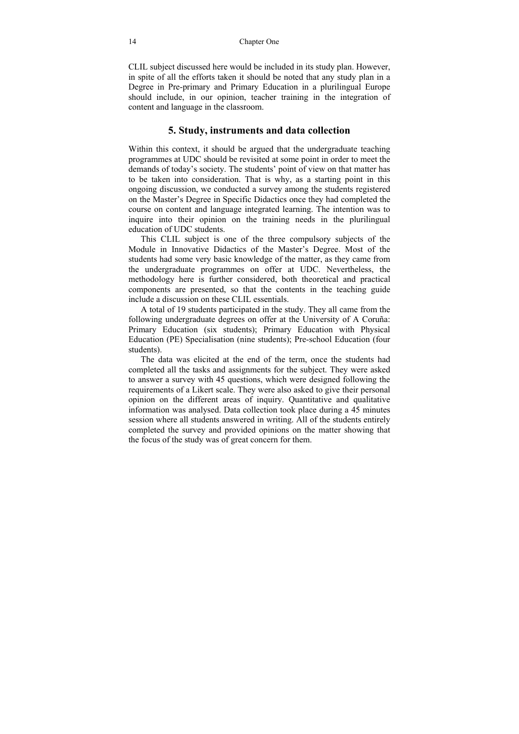CLIL subject discussed here would be included in its study plan. However, in spite of all the efforts taken it should be noted that any study plan in a Degree in Pre-primary and Primary Education in a plurilingual Europe should include, in our opinion, teacher training in the integration of content and language in the classroom.

## 5. Study, instruments and data collection

Within this context, it should be argued that the undergraduate teaching programmes at UDC should be revisited at some point in order to meet the demands of today's society. The students' point of view on that matter has to be taken into consideration. That is why, as a starting point in this ongoing discussion, we conducted a survey among the students registered on the Master's Degree in Specific Didactics once they had completed the course on content and language integrated learning. The intention was to inquire into their opinion on the training needs in the plurilingual education of UDC students.

This CLIL subject is one of the three compulsory subjects of the Module in Innovative Didactics of the Master's Degree. Most of the students had some very basic knowledge of the matter, as they came from the undergraduate programmes on offer at UDC. Nevertheless, the methodology here is further considered, both theoretical and practical components are presented, so that the contents in the teaching guide include a discussion on these CLIL essentials.

A total of 19 students participated in the study. They all came from the following undergraduate degrees on offer at the University of A Coruña: Primary Education (six students); Primary Education with Physical Education (PE) Specialisation (nine students); Pre-school Education (four students).

The data was elicited at the end of the term, once the students had completed all the tasks and assignments for the subject. They were asked to answer a survey with 45 questions, which were designed following the requirements of a Likert scale. They were also asked to give their personal opinion on the different areas of inquiry. Quantitative and qualitative information was analysed. Data collection took place during a 45 minutes session where all students answered in writing. All of the students entirely completed the survey and provided opinions on the matter showing that the focus of the study was of great concern for them.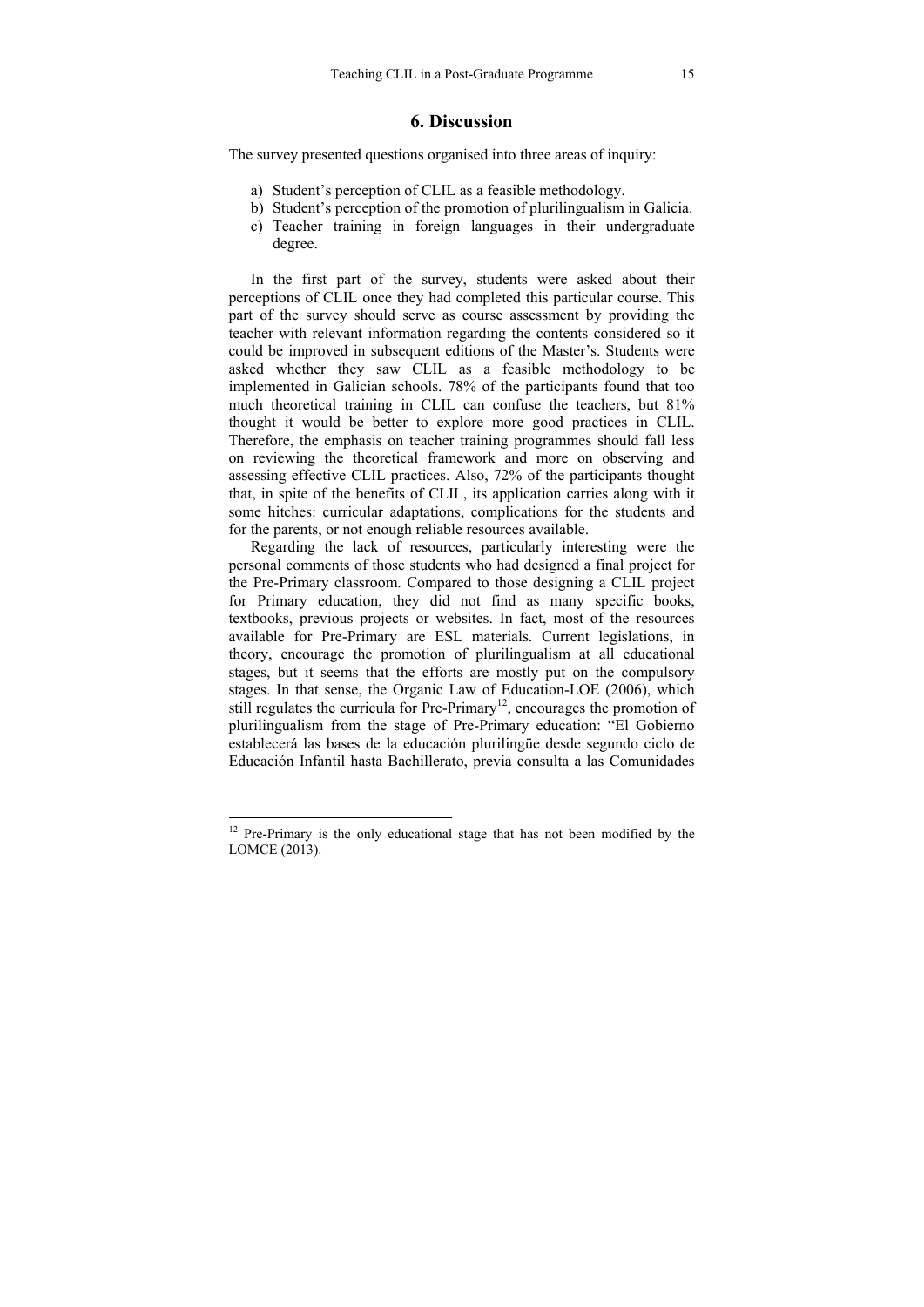## 6. Discussion

The survey presented questions organised into three areas of inquiry:

a) Student's perception of CLIL as a feasible methodology.
b) Student's perception of the promotion of plurilingualism in Galicia.
c) Teacher training in foreign languages in their undergraduate degree.

In the first part of the survey, students were asked about their perceptions of CLIL once they had completed this particular course. This part of the survey should serve as course assessment by providing the teacher with relevant information regarding the contents considered so it could be improved in subsequent editions of the Master's. Students were asked whether they saw CLIL as a feasible methodology to be implemented in Galician schools. 78% of the participants found that too much theoretical training in CLIL can confuse the teachers, but 81% thought it would be better to explore more good practices in CLIL. Therefore, the emphasis on teacher training programmes should fall less on reviewing the theoretical framework and more on observing and assessing effective CLIL practices. Also, 72% of the participants thought that, in spite of the benefits of CLIL, its application carries along with it some hitches: curricular adaptations, complications for the students and for the parents, or not enough reliable resources available.

Regarding the lack of resources, particularly interesting were the personal comments of those students who had designed a final project for the Pre-Primary classroom. Compared to those designing a CLIL project for Primary education, they did not find as many specific books, textbooks, previous projects or websites. In fact, most of the resources available for Pre-Primary are ESL materials. Current legislations, in theory, encourage the promotion of plurilingualism at all educational stages, but it seems that the efforts are mostly put on the compulsory stages. In that sense, the Organic Law of Education-LOE (2006), which still regulates the curricula for Pre-Primary[12], encourages the promotion of plurilingualism from the stage of Pre-Primary education: "El Gobierno establecerá las bases de la educación plurilingüe desde segundo ciclo de Educación Infantil hasta Bachillerato, previa consulta a las Comunidades

[12] Pre-Primary is the only educational stage that has not been modified by the LOMCE (2013).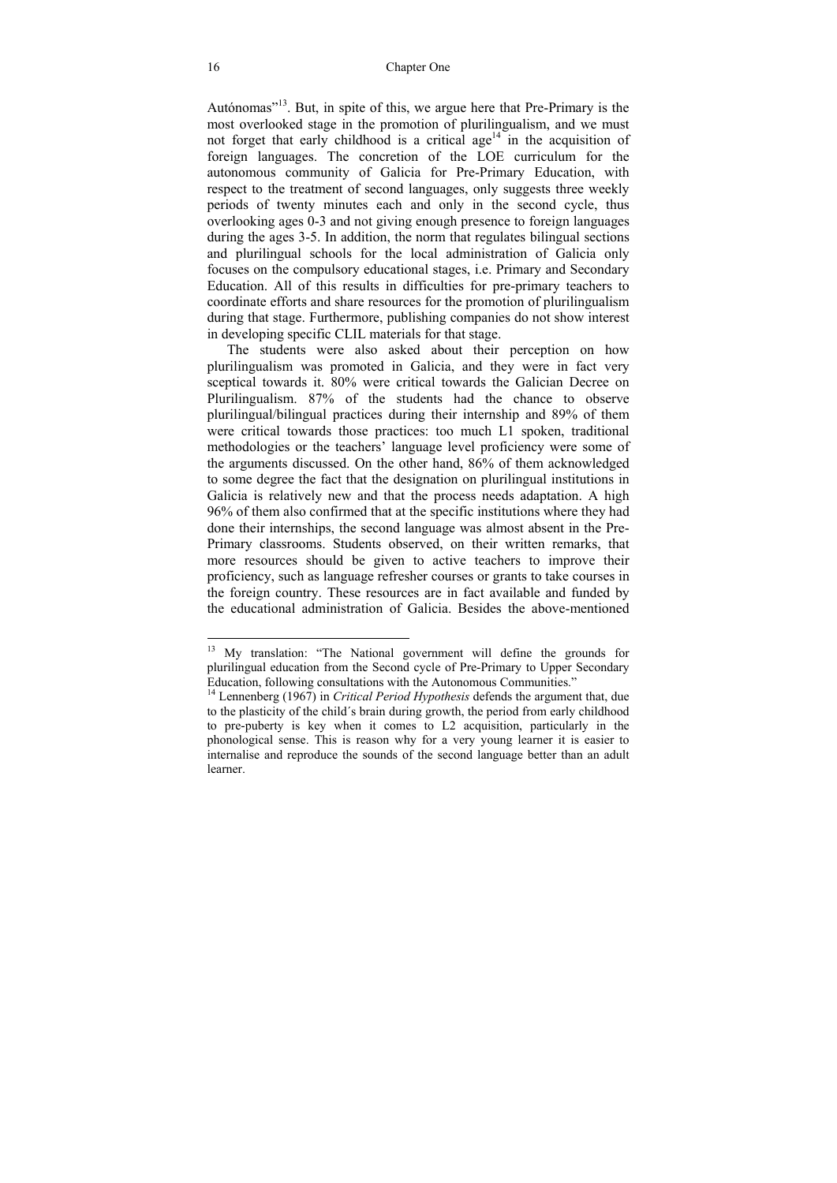Autónomas"[13]. But, in spite of this, we argue here that Pre-Primary is the most overlooked stage in the promotion of plurilingualism, and we must not forget that early childhood is a critical age[14] in the acquisition of foreign languages. The concretion of the LOE curriculum for the autonomous community of Galicia for Pre-Primary Education, with respect to the treatment of second languages, only suggests three weekly periods of twenty minutes each and only in the second cycle, thus overlooking ages 0-3 and not giving enough presence to foreign languages during the ages 3-5. In addition, the norm that regulates bilingual sections and plurilingual schools for the local administration of Galicia only focuses on the compulsory educational stages, i.e. Primary and Secondary Education. All of this results in difficulties for pre-primary teachers to coordinate efforts and share resources for the promotion of plurilingualism during that stage. Furthermore, publishing companies do not show interest in developing specific CLIL materials for that stage.

The students were also asked about their perception on how plurilingualism was promoted in Galicia, and they were in fact very sceptical towards it. 80% were critical towards the Galician Decree on Plurilingualism. 87% of the students had the chance to observe plurilingual/bilingual practices during their internship and 89% of them were critical towards those practices: too much L1 spoken, traditional methodologies or the teachers' language level proficiency were some of the arguments discussed. On the other hand, 86% of them acknowledged to some degree the fact that the designation on plurilingual institutions in Galicia is relatively new and that the process needs adaptation. A high 96% of them also confirmed that at the specific institutions where they had done their internships, the second language was almost absent in the Pre-Primary classrooms. Students observed, on their written remarks, that more resources should be given to active teachers to improve their proficiency, such as language refresher courses or grants to take courses in the foreign country. These resources are in fact available and funded by the educational administration of Galicia. Besides the above-mentioned

---

[13] My translation: "The National government will define the grounds for plurilingual education from the Second cycle of Pre-Primary to Upper Secondary Education, following consultations with the Autonomous Communities."

[14] Lennenberg (1967) in *Critical Period Hypothesis* defends the argument that, due to the plasticity of the child´s brain during growth, the period from early childhood to pre-puberty is key when it comes to L2 acquisition, particularly in the phonological sense. This is reason why for a very young learner it is easier to internalise and reproduce the sounds of the second language better than an adult learner.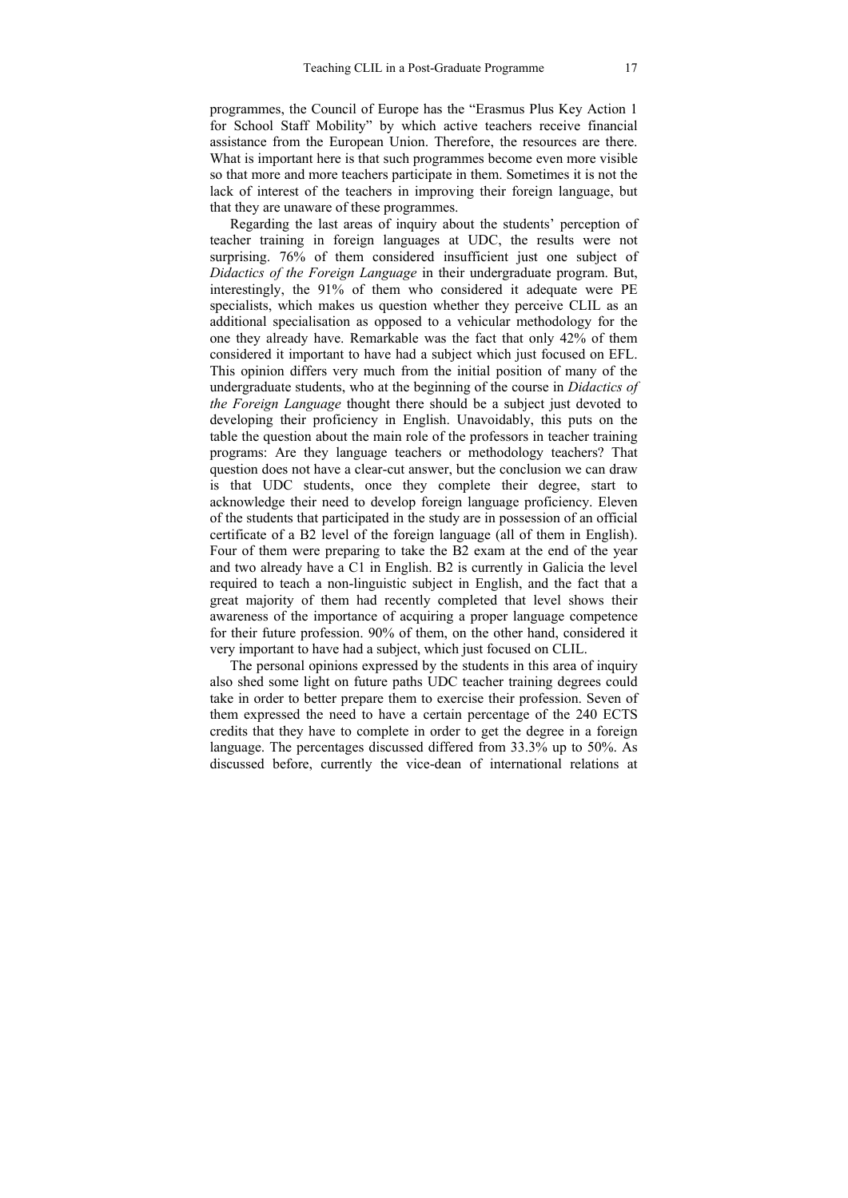programmes, the Council of Europe has the "Erasmus Plus Key Action 1 for School Staff Mobility" by which active teachers receive financial assistance from the European Union. Therefore, the resources are there. What is important here is that such programmes become even more visible so that more and more teachers participate in them. Sometimes it is not the lack of interest of the teachers in improving their foreign language, but that they are unaware of these programmes.

Regarding the last areas of inquiry about the students' perception of teacher training in foreign languages at UDC, the results were not surprising. 76% of them considered insufficient just one subject of *Didactics of the Foreign Language* in their undergraduate program. But, interestingly, the 91% of them who considered it adequate were PE specialists, which makes us question whether they perceive CLIL as an additional specialisation as opposed to a vehicular methodology for the one they already have. Remarkable was the fact that only 42% of them considered it important to have had a subject which just focused on EFL. This opinion differs very much from the initial position of many of the undergraduate students, who at the beginning of the course in *Didactics of the Foreign Language* thought there should be a subject just devoted to developing their proficiency in English. Unavoidably, this puts on the table the question about the main role of the professors in teacher training programs: Are they language teachers or methodology teachers? That question does not have a clear-cut answer, but the conclusion we can draw is that UDC students, once they complete their degree, start to acknowledge their need to develop foreign language proficiency. Eleven of the students that participated in the study are in possession of an official certificate of a B2 level of the foreign language (all of them in English). Four of them were preparing to take the B2 exam at the end of the year and two already have a C1 in English. B2 is currently in Galicia the level required to teach a non-linguistic subject in English, and the fact that a great majority of them had recently completed that level shows their awareness of the importance of acquiring a proper language competence for their future profession. 90% of them, on the other hand, considered it very important to have had a subject, which just focused on CLIL.

The personal opinions expressed by the students in this area of inquiry also shed some light on future paths UDC teacher training degrees could take in order to better prepare them to exercise their profession. Seven of them expressed the need to have a certain percentage of the 240 ECTS credits that they have to complete in order to get the degree in a foreign language. The percentages discussed differed from 33.3% up to 50%. As discussed before, currently the vice-dean of international relations at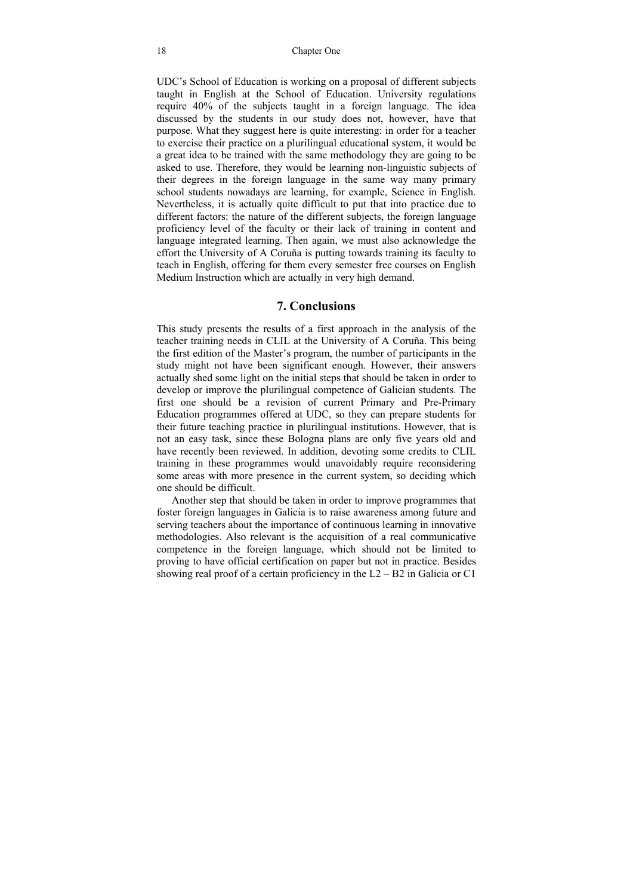UDC's School of Education is working on a proposal of different subjects taught in English at the School of Education. University regulations require 40% of the subjects taught in a foreign language. The idea discussed by the students in our study does not, however, have that purpose. What they suggest here is quite interesting: in order for a teacher to exercise their practice on a plurilingual educational system, it would be a great idea to be trained with the same methodology they are going to be asked to use. Therefore, they would be learning non-linguistic subjects of their degrees in the foreign language in the same way many primary school students nowadays are learning, for example, Science in English. Nevertheless, it is actually quite difficult to put that into practice due to different factors: the nature of the different subjects, the foreign language proficiency level of the faculty or their lack of training in content and language integrated learning. Then again, we must also acknowledge the effort the University of A Coruña is putting towards training its faculty to teach in English, offering for them every semester free courses on English Medium Instruction which are actually in very high demand.

## 7. Conclusions

This study presents the results of a first approach in the analysis of the teacher training needs in CLIL at the University of A Coruña. This being the first edition of the Master's program, the number of participants in the study might not have been significant enough. However, their answers actually shed some light on the initial steps that should be taken in order to develop or improve the plurilingual competence of Galician students. The first one should be a revision of current Primary and Pre-Primary Education programmes offered at UDC, so they can prepare students for their future teaching practice in plurilingual institutions. However, that is not an easy task, since these Bologna plans are only five years old and have recently been reviewed. In addition, devoting some credits to CLIL training in these programmes would unavoidably require reconsidering some areas with more presence in the current system, so deciding which one should be difficult.

Another step that should be taken in order to improve programmes that foster foreign languages in Galicia is to raise awareness among future and serving teachers about the importance of continuous learning in innovative methodologies. Also relevant is the acquisition of a real communicative competence in the foreign language, which should not be limited to proving to have official certification on paper but not in practice. Besides showing real proof of a certain proficiency in the L2 – B2 in Galicia or C1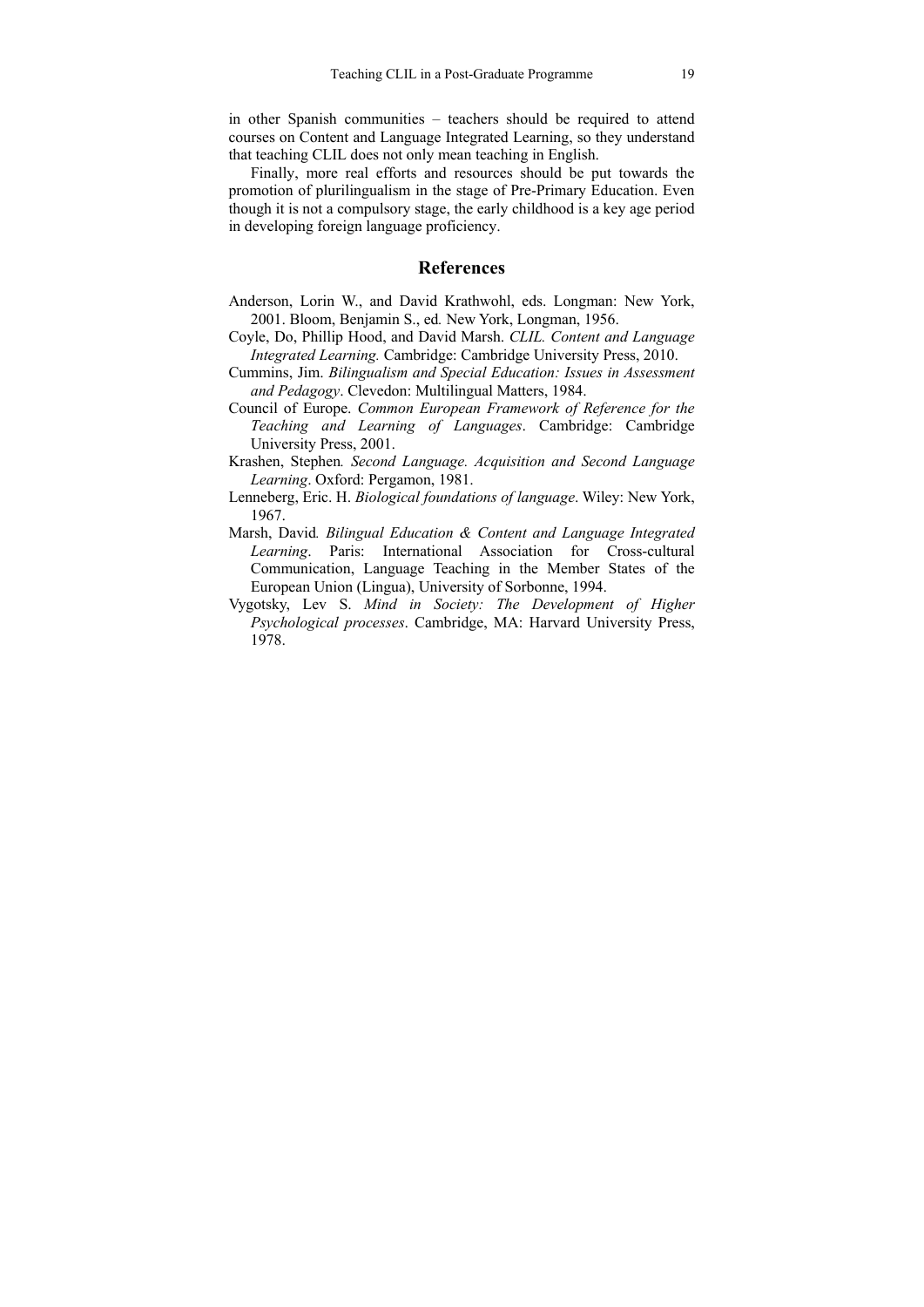in other Spanish communities – teachers should be required to attend courses on Content and Language Integrated Learning, so they understand that teaching CLIL does not only mean teaching in English.

Finally, more real efforts and resources should be put towards the promotion of plurilingualism in the stage of Pre-Primary Education. Even though it is not a compulsory stage, the early childhood is a key age period in developing foreign language proficiency.

## References

Anderson, Lorin W., and David Krathwohl, eds. Longman: New York, 2001. Bloom, Benjamin S., ed*.* New York, Longman, 1956.

Coyle, Do, Phillip Hood, and David Marsh. *CLIL. Content and Language Integrated Learning.* Cambridge: Cambridge University Press, 2010.

Cummins, Jim. *Bilingualism and Special Education: Issues in Assessment and Pedagogy*. Clevedon: Multilingual Matters, 1984.

Council of Europe. *Common European Framework of Reference for the Teaching and Learning of Languages*. Cambridge: Cambridge University Press, 2001.

Krashen, Stephen*. Second Language. Acquisition and Second Language Learning*. Oxford: Pergamon, 1981.

Lenneberg, Eric. H. *Biological foundations of language*. Wiley: New York, 1967.

Marsh, David*. Bilingual Education & Content and Language Integrated Learning*. Paris: International Association for Cross-cultural Communication, Language Teaching in the Member States of the European Union (Lingua), University of Sorbonne, 1994.

Vygotsky, Lev S. *Mind in Society: The Development of Higher Psychological processes*. Cambridge, MA: Harvard University Press, 1978.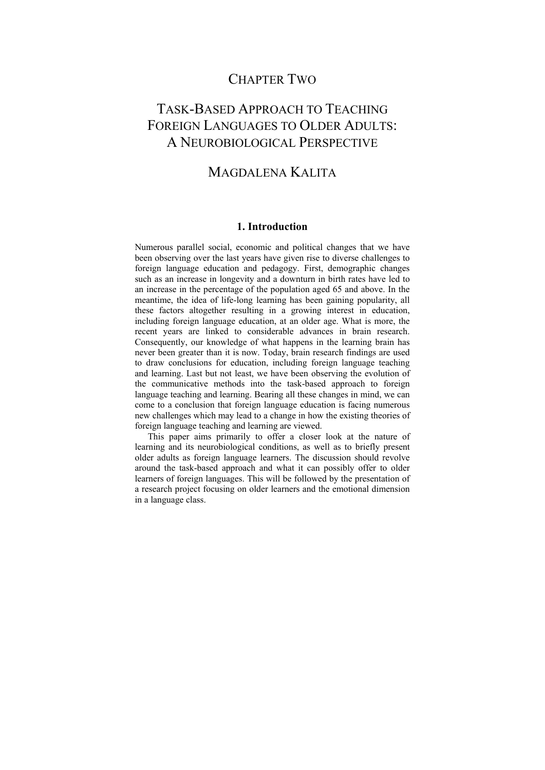# CHAPTER TWO

# TASK-BASED APPROACH TO TEACHING FOREIGN LANGUAGES TO OLDER ADULTS: A NEUROBIOLOGICAL PERSPECTIVE

## MAGDALENA KALITA

### 1. Introduction

Numerous parallel social, economic and political changes that we have been observing over the last years have given rise to diverse challenges to foreign language education and pedagogy. First, demographic changes such as an increase in longevity and a downturn in birth rates have led to an increase in the percentage of the population aged 65 and above. In the meantime, the idea of life-long learning has been gaining popularity, all these factors altogether resulting in a growing interest in education, including foreign language education, at an older age. What is more, the recent years are linked to considerable advances in brain research. Consequently, our knowledge of what happens in the learning brain has never been greater than it is now. Today, brain research findings are used to draw conclusions for education, including foreign language teaching and learning. Last but not least, we have been observing the evolution of the communicative methods into the task-based approach to foreign language teaching and learning. Bearing all these changes in mind, we can come to a conclusion that foreign language education is facing numerous new challenges which may lead to a change in how the existing theories of foreign language teaching and learning are viewed.

This paper aims primarily to offer a closer look at the nature of learning and its neurobiological conditions, as well as to briefly present older adults as foreign language learners. The discussion should revolve around the task-based approach and what it can possibly offer to older learners of foreign languages. This will be followed by the presentation of a research project focusing on older learners and the emotional dimension in a language class.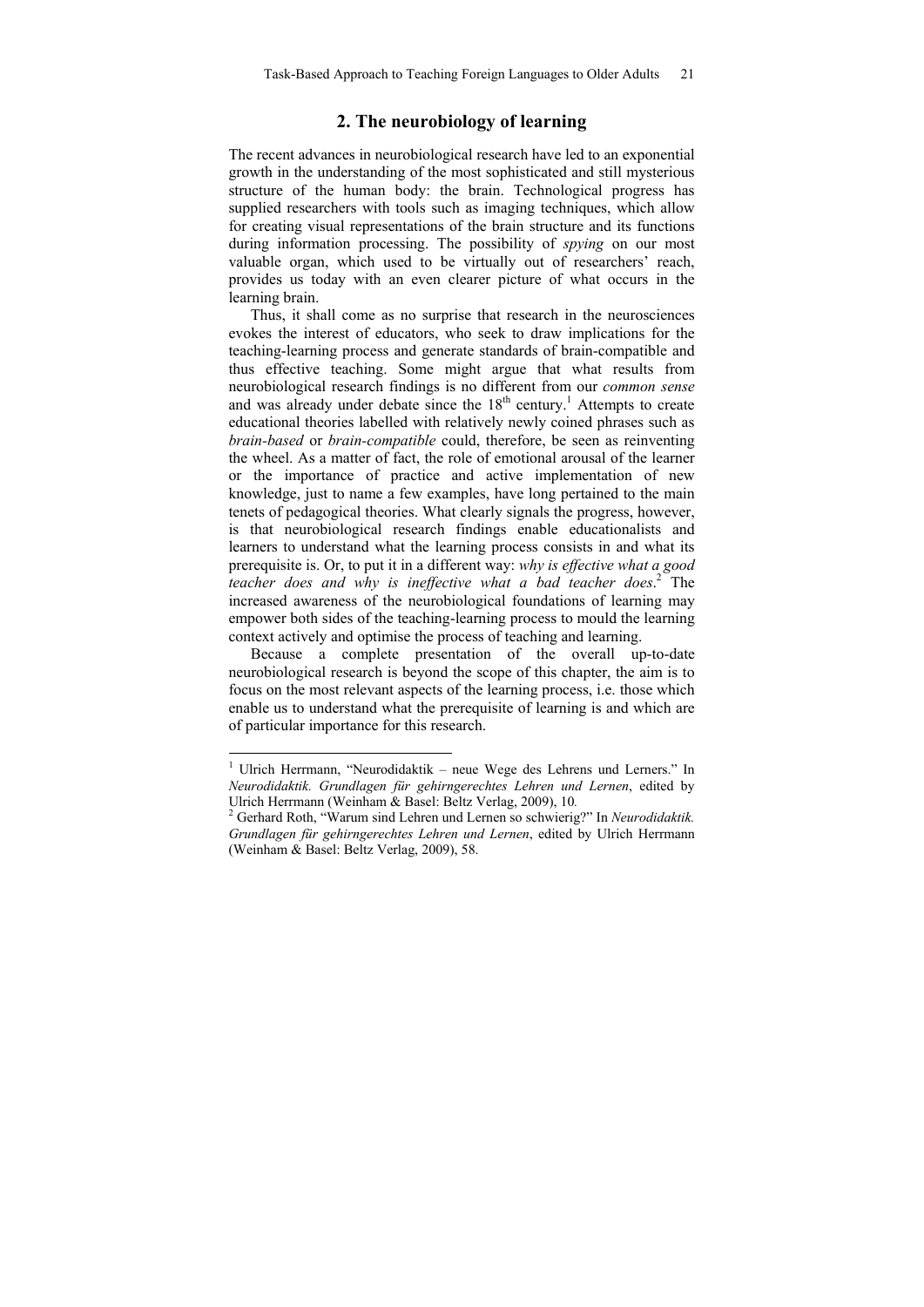## 2. The neurobiology of learning

The recent advances in neurobiological research have led to an exponential growth in the understanding of the most sophisticated and still mysterious structure of the human body: the brain. Technological progress has supplied researchers with tools such as imaging techniques, which allow for creating visual representations of the brain structure and its functions during information processing. The possibility of *spying* on our most valuable organ, which used to be virtually out of researchers' reach, provides us today with an even clearer picture of what occurs in the learning brain.

Thus, it shall come as no surprise that research in the neurosciences evokes the interest of educators, who seek to draw implications for the teaching-learning process and generate standards of brain-compatible and thus effective teaching. Some might argue that what results from neurobiological research findings is no different from our *common sense* and was already under debate since the 18th century.[1] Attempts to create educational theories labelled with relatively newly coined phrases such as *brain-based* or *brain-compatible* could, therefore, be seen as reinventing the wheel. As a matter of fact, the role of emotional arousal of the learner or the importance of practice and active implementation of new knowledge, just to name a few examples, have long pertained to the main tenets of pedagogical theories. What clearly signals the progress, however, is that neurobiological research findings enable educationalists and learners to understand what the learning process consists in and what its prerequisite is. Or, to put it in a different way: *why is effective what a good teacher does and why is ineffective what a bad teacher does*.[2] The increased awareness of the neurobiological foundations of learning may empower both sides of the teaching-learning process to mould the learning context actively and optimise the process of teaching and learning.

Because a complete presentation of the overall up-to-date neurobiological research is beyond the scope of this chapter, the aim is to focus on the most relevant aspects of the learning process, i.e. those which enable us to understand what the prerequisite of learning is and which are of particular importance for this research.

---

[1] Ulrich Herrmann, "Neurodidaktik – neue Wege des Lehrens und Lerners." In *Neurodidaktik. Grundlagen für gehirngerechtes Lehren und Lernen*, edited by Ulrich Herrmann (Weinham & Basel: Beltz Verlag, 2009), 10.

[2] Gerhard Roth, "Warum sind Lehren und Lernen so schwierig?" In *Neurodidaktik. Grundlagen für gehirngerechtes Lehren und Lernen*, edited by Ulrich Herrmann (Weinham & Basel: Beltz Verlag, 2009), 58.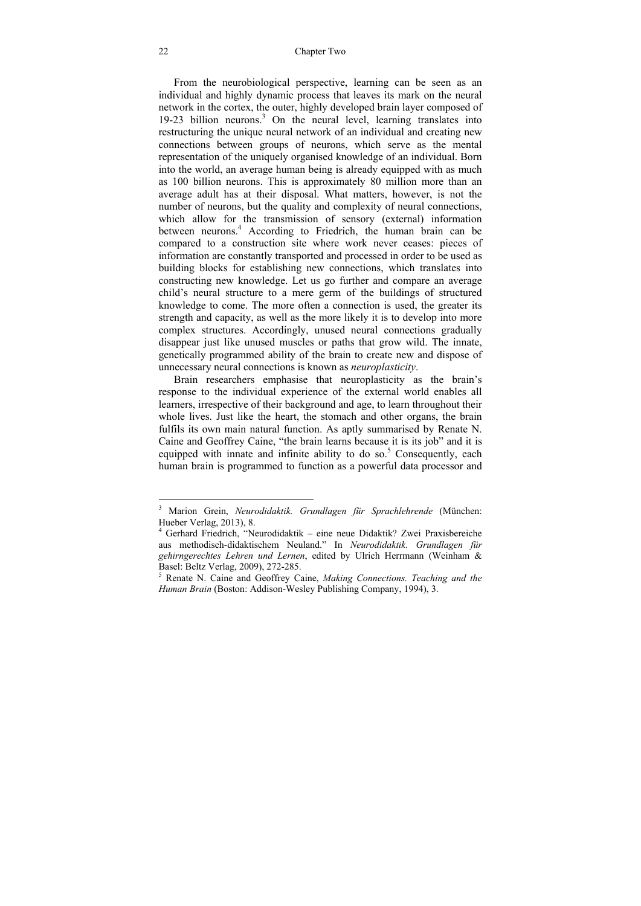From the neurobiological perspective, learning can be seen as an individual and highly dynamic process that leaves its mark on the neural network in the cortex, the outer, highly developed brain layer composed of 19-23 billion neurons.[3] On the neural level, learning translates into restructuring the unique neural network of an individual and creating new connections between groups of neurons, which serve as the mental representation of the uniquely organised knowledge of an individual. Born into the world, an average human being is already equipped with as much as 100 billion neurons. This is approximately 80 million more than an average adult has at their disposal. What matters, however, is not the number of neurons, but the quality and complexity of neural connections, which allow for the transmission of sensory (external) information between neurons.[4] According to Friedrich, the human brain can be compared to a construction site where work never ceases: pieces of information are constantly transported and processed in order to be used as building blocks for establishing new connections, which translates into constructing new knowledge. Let us go further and compare an average child's neural structure to a mere germ of the buildings of structured knowledge to come. The more often a connection is used, the greater its strength and capacity, as well as the more likely it is to develop into more complex structures. Accordingly, unused neural connections gradually disappear just like unused muscles or paths that grow wild. The innate, genetically programmed ability of the brain to create new and dispose of unnecessary neural connections is known as *neuroplasticity*.

Brain researchers emphasise that neuroplasticity as the brain's response to the individual experience of the external world enables all learners, irrespective of their background and age, to learn throughout their whole lives. Just like the heart, the stomach and other organs, the brain fulfils its own main natural function. As aptly summarised by Renate N. Caine and Geoffrey Caine, "the brain learns because it is its job" and it is equipped with innate and infinite ability to do so.[5] Consequently, each human brain is programmed to function as a powerful data processor and

---

[3] Marion Grein, *Neurodidaktik. Grundlagen für Sprachlehrende* (München: Hueber Verlag, 2013), 8.

[4] Gerhard Friedrich, "Neurodidaktik – eine neue Didaktik? Zwei Praxisbereiche aus methodisch-didaktischem Neuland." In *Neurodidaktik. Grundlagen für gehirngerechtes Lehren und Lernen*, edited by Ulrich Herrmann (Weinham & Basel: Beltz Verlag, 2009), 272-285.

[5] Renate N. Caine and Geoffrey Caine, *Making Connections. Teaching and the Human Brain* (Boston: Addison-Wesley Publishing Company, 1994), 3.